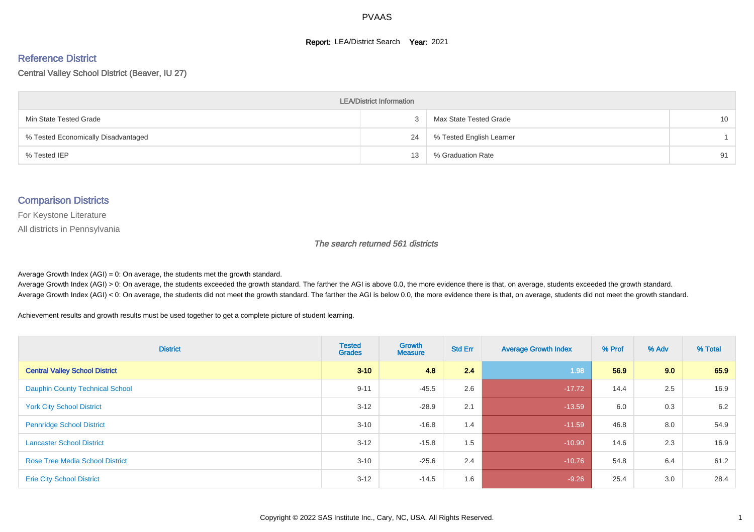# PVAAS

**Report:** LEA/District Search **Year:** 2021

## Reference District

Central Valley School District (Beaver, IU 27)

| LEA/District Information | | | |
|---|---|---|---|
| Min State Tested Grade | 3 | Max State Tested Grade | 10 |
| % Tested Economically Disadvantaged | 24 | % Tested English Learner | 1 |
| % Tested IEP | 13 | % Graduation Rate | 91 |

## Comparison Districts

For Keystone Literature

All districts in Pennsylvania

*The search returned 561 districts*

Average Growth Index (AGI) = 0: On average, the students met the growth standard.
Average Growth Index (AGI) > 0: On average, the students exceeded the growth standard. The farther the AGI is above 0.0, the more evidence there is that, on average, students exceeded the growth standard.
Average Growth Index (AGI) < 0: On average, the students did not meet the growth standard. The farther the AGI is below 0.0, the more evidence there is that, on average, students did not meet the growth standard.

Achievement results and growth results must be used together to get a complete picture of student learning.

| District | Tested Grades | Growth Measure | Std Err | Average Growth Index | % Prof | % Adv | % Total |
|---|---|---|---|---|---|---|---|
| **Central Valley School District** | **3-10** | **4.8** | **2.4** | **1.98** | **56.9** | **9.0** | **65.9** |
| Dauphin County Technical School | 9-11 | -45.5 | 2.6 | -17.72 | 14.4 | 2.5 | 16.9 |
| York City School District | 3-12 | -28.9 | 2.1 | -13.59 | 6.0 | 0.3 | 6.2 |
| Pennridge School District | 3-10 | -16.8 | 1.4 | -11.59 | 46.8 | 8.0 | 54.9 |
| Lancaster School District | 3-12 | -15.8 | 1.5 | -10.90 | 14.6 | 2.3 | 16.9 |
| Rose Tree Media School District | 3-10 | -25.6 | 2.4 | -10.76 | 54.8 | 6.4 | 61.2 |
| Erie City School District | 3-12 | -14.5 | 1.6 | -9.26 | 25.4 | 3.0 | 28.4 |

Copyright © 2022 SAS Institute Inc., Cary, NC, USA. All Rights Reserved.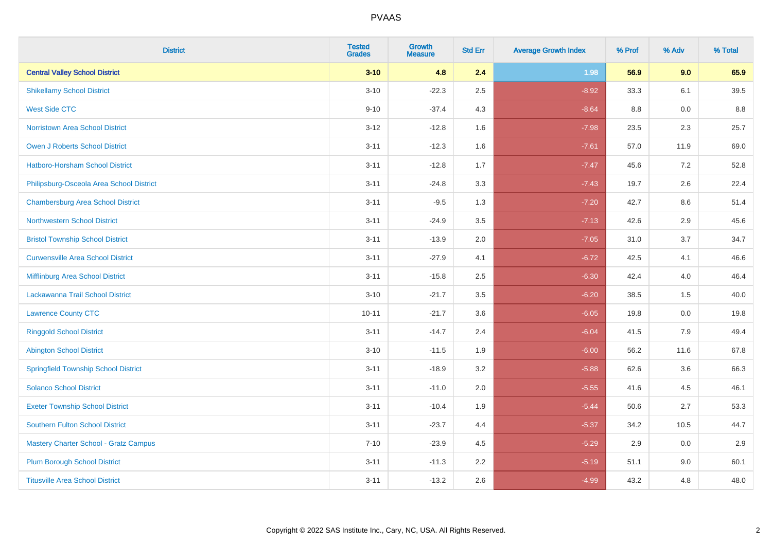# PVAAS

| District | Tested Grades | Growth Measure | Std Err | Average Growth Index | % Prof | % Adv | % Total |
|---|---|---|---|---|---|---|---|
| **Central Valley School District** | **3-10** | **4.8** | **2.4** | **1.98** | **56.9** | **9.0** | **65.9** |
| Shikellamy School District | 3-10 | -22.3 | 2.5 | -8.92 | 33.3 | 6.1 | 39.5 |
| West Side CTC | 9-10 | -37.4 | 4.3 | -8.64 | 8.8 | 0.0 | 8.8 |
| Norristown Area School District | 3-12 | -12.8 | 1.6 | -7.98 | 23.5 | 2.3 | 25.7 |
| Owen J Roberts School District | 3-11 | -12.3 | 1.6 | -7.61 | 57.0 | 11.9 | 69.0 |
| Hatboro-Horsham School District | 3-11 | -12.8 | 1.7 | -7.47 | 45.6 | 7.2 | 52.8 |
| Philipsburg-Osceola Area School District | 3-11 | -24.8 | 3.3 | -7.43 | 19.7 | 2.6 | 22.4 |
| Chambersburg Area School District | 3-11 | -9.5 | 1.3 | -7.20 | 42.7 | 8.6 | 51.4 |
| Northwestern School District | 3-11 | -24.9 | 3.5 | -7.13 | 42.6 | 2.9 | 45.6 |
| Bristol Township School District | 3-11 | -13.9 | 2.0 | -7.05 | 31.0 | 3.7 | 34.7 |
| Curwensville Area School District | 3-11 | -27.9 | 4.1 | -6.72 | 42.5 | 4.1 | 46.6 |
| Mifflinburg Area School District | 3-11 | -15.8 | 2.5 | -6.30 | 42.4 | 4.0 | 46.4 |
| Lackawanna Trail School District | 3-10 | -21.7 | 3.5 | -6.20 | 38.5 | 1.5 | 40.0 |
| Lawrence County CTC | 10-11 | -21.7 | 3.6 | -6.05 | 19.8 | 0.0 | 19.8 |
| Ringgold School District | 3-11 | -14.7 | 2.4 | -6.04 | 41.5 | 7.9 | 49.4 |
| Abington School District | 3-10 | -11.5 | 1.9 | -6.00 | 56.2 | 11.6 | 67.8 |
| Springfield Township School District | 3-11 | -18.9 | 3.2 | -5.88 | 62.6 | 3.6 | 66.3 |
| Solanco School District | 3-11 | -11.0 | 2.0 | -5.55 | 41.6 | 4.5 | 46.1 |
| Exeter Township School District | 3-11 | -10.4 | 1.9 | -5.44 | 50.6 | 2.7 | 53.3 |
| Southern Fulton School District | 3-11 | -23.7 | 4.4 | -5.37 | 34.2 | 10.5 | 44.7 |
| Mastery Charter School - Gratz Campus | 7-10 | -23.9 | 4.5 | -5.29 | 2.9 | 0.0 | 2.9 |
| Plum Borough School District | 3-11 | -11.3 | 2.2 | -5.19 | 51.1 | 9.0 | 60.1 |
| Titusville Area School District | 3-11 | -13.2 | 2.6 | -4.99 | 43.2 | 4.8 | 48.0 |

Copyright © 2022 SAS Institute Inc., Cary, NC, USA. All Rights Reserved.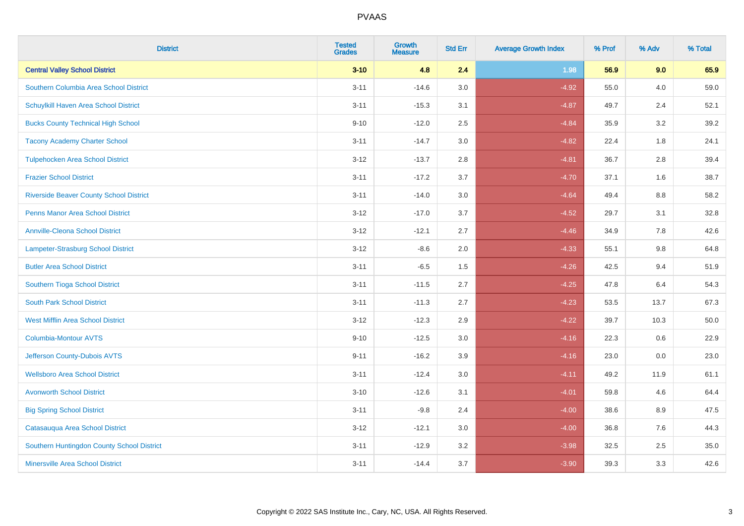# PVAAS

| District | Tested Grades | Growth Measure | Std Err | Average Growth Index | % Prof | % Adv | % Total |
|---|---|---|---|---|---|---|---|
| **Central Valley School District** | **3-10** | **4.8** | **2.4** | **1.98** | **56.9** | **9.0** | **65.9** |
| Southern Columbia Area School District | 3-11 | -14.6 | 3.0 | -4.92 | 55.0 | 4.0 | 59.0 |
| Schuylkill Haven Area School District | 3-11 | -15.3 | 3.1 | -4.87 | 49.7 | 2.4 | 52.1 |
| Bucks County Technical High School | 9-10 | -12.0 | 2.5 | -4.84 | 35.9 | 3.2 | 39.2 |
| Tacony Academy Charter School | 3-11 | -14.7 | 3.0 | -4.82 | 22.4 | 1.8 | 24.1 |
| Tulpehocken Area School District | 3-12 | -13.7 | 2.8 | -4.81 | 36.7 | 2.8 | 39.4 |
| Frazier School District | 3-11 | -17.2 | 3.7 | -4.70 | 37.1 | 1.6 | 38.7 |
| Riverside Beaver County School District | 3-11 | -14.0 | 3.0 | -4.64 | 49.4 | 8.8 | 58.2 |
| Penns Manor Area School District | 3-12 | -17.0 | 3.7 | -4.52 | 29.7 | 3.1 | 32.8 |
| Annville-Cleona School District | 3-12 | -12.1 | 2.7 | -4.46 | 34.9 | 7.8 | 42.6 |
| Lampeter-Strasburg School District | 3-12 | -8.6 | 2.0 | -4.33 | 55.1 | 9.8 | 64.8 |
| Butler Area School District | 3-11 | -6.5 | 1.5 | -4.26 | 42.5 | 9.4 | 51.9 |
| Southern Tioga School District | 3-11 | -11.5 | 2.7 | -4.25 | 47.8 | 6.4 | 54.3 |
| South Park School District | 3-11 | -11.3 | 2.7 | -4.23 | 53.5 | 13.7 | 67.3 |
| West Mifflin Area School District | 3-12 | -12.3 | 2.9 | -4.22 | 39.7 | 10.3 | 50.0 |
| Columbia-Montour AVTS | 9-10 | -12.5 | 3.0 | -4.16 | 22.3 | 0.6 | 22.9 |
| Jefferson County-Dubois AVTS | 9-11 | -16.2 | 3.9 | -4.16 | 23.0 | 0.0 | 23.0 |
| Wellsboro Area School District | 3-11 | -12.4 | 3.0 | -4.11 | 49.2 | 11.9 | 61.1 |
| Avonworth School District | 3-10 | -12.6 | 3.1 | -4.01 | 59.8 | 4.6 | 64.4 |
| Big Spring School District | 3-11 | -9.8 | 2.4 | -4.00 | 38.6 | 8.9 | 47.5 |
| Catasauqua Area School District | 3-12 | -12.1 | 3.0 | -4.00 | 36.8 | 7.6 | 44.3 |
| Southern Huntingdon County School District | 3-11 | -12.9 | 3.2 | -3.98 | 32.5 | 2.5 | 35.0 |
| Minersville Area School District | 3-11 | -14.4 | 3.7 | -3.90 | 39.3 | 3.3 | 42.6 |

Copyright © 2022 SAS Institute Inc., Cary, NC, USA. All Rights Reserved.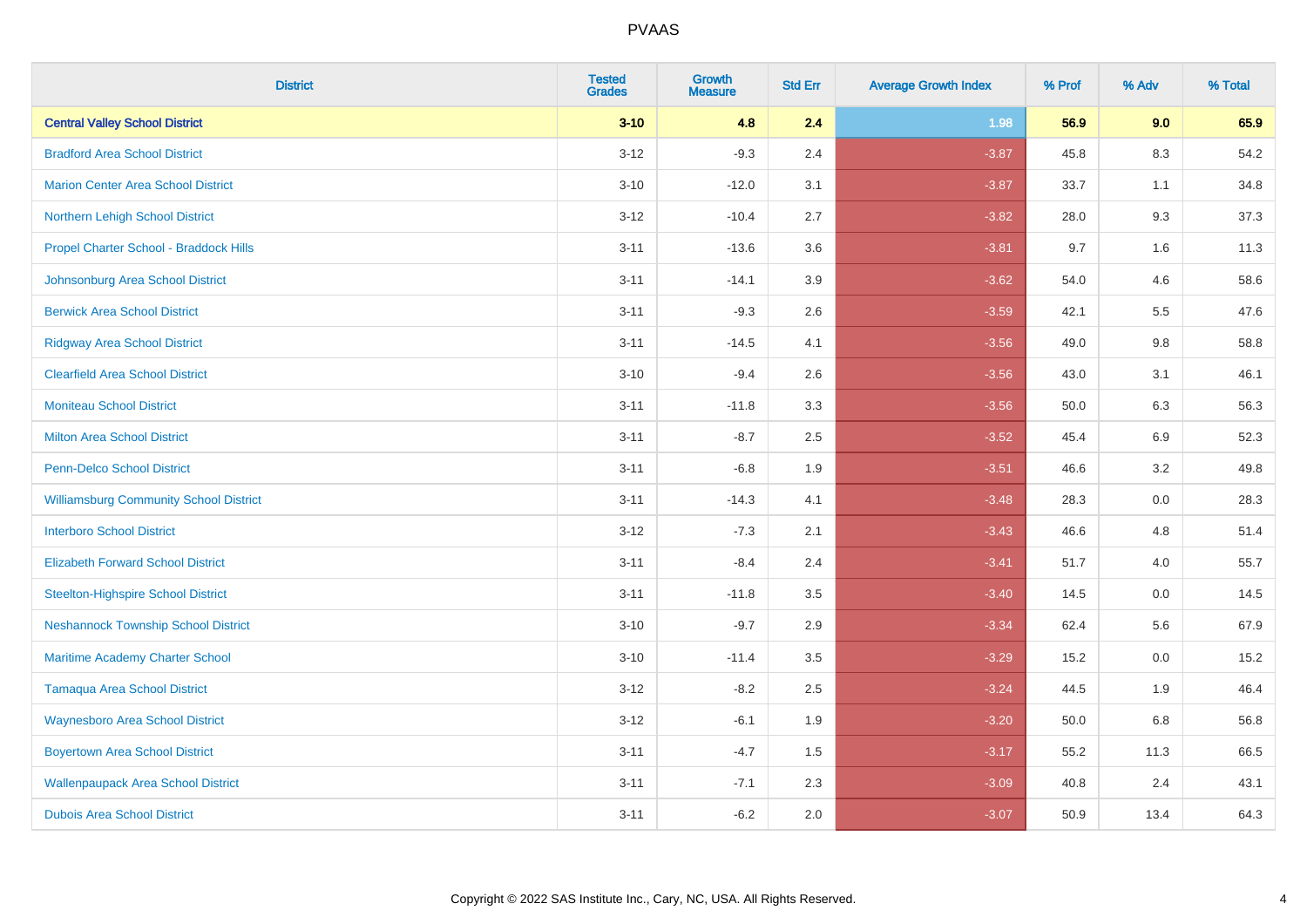| District | Tested Grades | Growth Measure | Std Err | Average Growth Index | % Prof | % Adv | % Total |
|---|---|---|---|---|---|---|---|
| **Central Valley School District** | **3-10** | **4.8** | **2.4** | **1.98** | **56.9** | **9.0** | **65.9** |
| Bradford Area School District | 3-12 | -9.3 | 2.4 | -3.87 | 45.8 | 8.3 | 54.2 |
| Marion Center Area School District | 3-10 | -12.0 | 3.1 | -3.87 | 33.7 | 1.1 | 34.8 |
| Northern Lehigh School District | 3-12 | -10.4 | 2.7 | -3.82 | 28.0 | 9.3 | 37.3 |
| Propel Charter School - Braddock Hills | 3-11 | -13.6 | 3.6 | -3.81 | 9.7 | 1.6 | 11.3 |
| Johnsonburg Area School District | 3-11 | -14.1 | 3.9 | -3.62 | 54.0 | 4.6 | 58.6 |
| Berwick Area School District | 3-11 | -9.3 | 2.6 | -3.59 | 42.1 | 5.5 | 47.6 |
| Ridgway Area School District | 3-11 | -14.5 | 4.1 | -3.56 | 49.0 | 9.8 | 58.8 |
| Clearfield Area School District | 3-10 | -9.4 | 2.6 | -3.56 | 43.0 | 3.1 | 46.1 |
| Moniteau School District | 3-11 | -11.8 | 3.3 | -3.56 | 50.0 | 6.3 | 56.3 |
| Milton Area School District | 3-11 | -8.7 | 2.5 | -3.52 | 45.4 | 6.9 | 52.3 |
| Penn-Delco School District | 3-11 | -6.8 | 1.9 | -3.51 | 46.6 | 3.2 | 49.8 |
| Williamsburg Community School District | 3-11 | -14.3 | 4.1 | -3.48 | 28.3 | 0.0 | 28.3 |
| Interboro School District | 3-12 | -7.3 | 2.1 | -3.43 | 46.6 | 4.8 | 51.4 |
| Elizabeth Forward School District | 3-11 | -8.4 | 2.4 | -3.41 | 51.7 | 4.0 | 55.7 |
| Steelton-Highspire School District | 3-11 | -11.8 | 3.5 | -3.40 | 14.5 | 0.0 | 14.5 |
| Neshannock Township School District | 3-10 | -9.7 | 2.9 | -3.34 | 62.4 | 5.6 | 67.9 |
| Maritime Academy Charter School | 3-10 | -11.4 | 3.5 | -3.29 | 15.2 | 0.0 | 15.2 |
| Tamaqua Area School District | 3-12 | -8.2 | 2.5 | -3.24 | 44.5 | 1.9 | 46.4 |
| Waynesboro Area School District | 3-12 | -6.1 | 1.9 | -3.20 | 50.0 | 6.8 | 56.8 |
| Boyertown Area School District | 3-11 | -4.7 | 1.5 | -3.17 | 55.2 | 11.3 | 66.5 |
| Wallenpaupack Area School District | 3-11 | -7.1 | 2.3 | -3.09 | 40.8 | 2.4 | 43.1 |
| Dubois Area School District | 3-11 | -6.2 | 2.0 | -3.07 | 50.9 | 13.4 | 64.3 |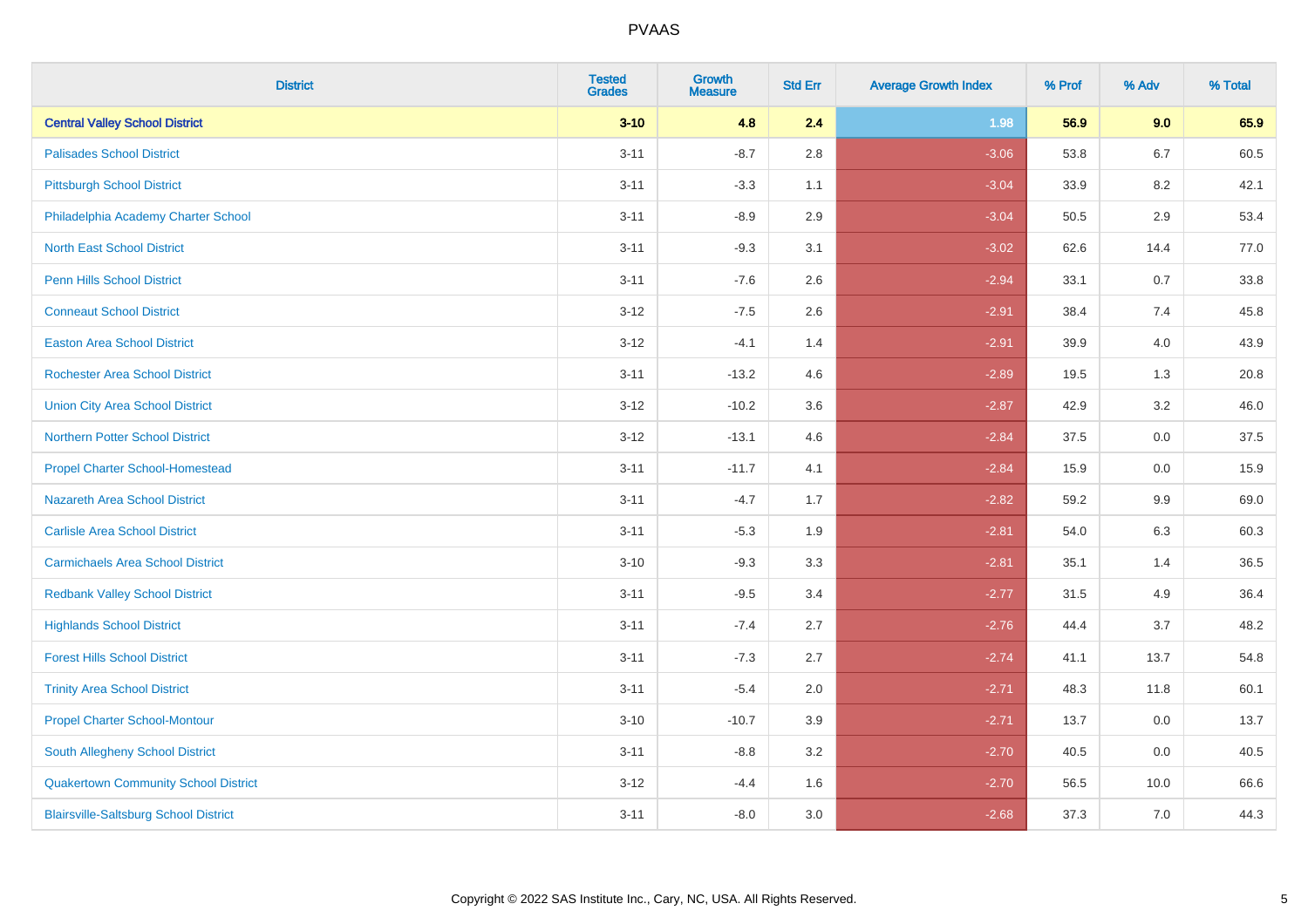# PVAAS

| District | Tested Grades | Growth Measure | Std Err | Average Growth Index | % Prof | % Adv | % Total |
|---|---|---|---|---|---|---|---|
| **Central Valley School District** | **3-10** | **4.8** | **2.4** | **1.98** | **56.9** | **9.0** | **65.9** |
| Palisades School District | 3-11 | -8.7 | 2.8 | -3.06 | 53.8 | 6.7 | 60.5 |
| Pittsburgh School District | 3-11 | -3.3 | 1.1 | -3.04 | 33.9 | 8.2 | 42.1 |
| Philadelphia Academy Charter School | 3-11 | -8.9 | 2.9 | -3.04 | 50.5 | 2.9 | 53.4 |
| North East School District | 3-11 | -9.3 | 3.1 | -3.02 | 62.6 | 14.4 | 77.0 |
| Penn Hills School District | 3-11 | -7.6 | 2.6 | -2.94 | 33.1 | 0.7 | 33.8 |
| Conneaut School District | 3-12 | -7.5 | 2.6 | -2.91 | 38.4 | 7.4 | 45.8 |
| Easton Area School District | 3-12 | -4.1 | 1.4 | -2.91 | 39.9 | 4.0 | 43.9 |
| Rochester Area School District | 3-11 | -13.2 | 4.6 | -2.89 | 19.5 | 1.3 | 20.8 |
| Union City Area School District | 3-12 | -10.2 | 3.6 | -2.87 | 42.9 | 3.2 | 46.0 |
| Northern Potter School District | 3-12 | -13.1 | 4.6 | -2.84 | 37.5 | 0.0 | 37.5 |
| Propel Charter School-Homestead | 3-11 | -11.7 | 4.1 | -2.84 | 15.9 | 0.0 | 15.9 |
| Nazareth Area School District | 3-11 | -4.7 | 1.7 | -2.82 | 59.2 | 9.9 | 69.0 |
| Carlisle Area School District | 3-11 | -5.3 | 1.9 | -2.81 | 54.0 | 6.3 | 60.3 |
| Carmichaels Area School District | 3-10 | -9.3 | 3.3 | -2.81 | 35.1 | 1.4 | 36.5 |
| Redbank Valley School District | 3-11 | -9.5 | 3.4 | -2.77 | 31.5 | 4.9 | 36.4 |
| Highlands School District | 3-11 | -7.4 | 2.7 | -2.76 | 44.4 | 3.7 | 48.2 |
| Forest Hills School District | 3-11 | -7.3 | 2.7 | -2.74 | 41.1 | 13.7 | 54.8 |
| Trinity Area School District | 3-11 | -5.4 | 2.0 | -2.71 | 48.3 | 11.8 | 60.1 |
| Propel Charter School-Montour | 3-10 | -10.7 | 3.9 | -2.71 | 13.7 | 0.0 | 13.7 |
| South Allegheny School District | 3-11 | -8.8 | 3.2 | -2.70 | 40.5 | 0.0 | 40.5 |
| Quakertown Community School District | 3-12 | -4.4 | 1.6 | -2.70 | 56.5 | 10.0 | 66.6 |
| Blairsville-Saltsburg School District | 3-11 | -8.0 | 3.0 | -2.68 | 37.3 | 7.0 | 44.3 |

Copyright © 2022 SAS Institute Inc., Cary, NC, USA. All Rights Reserved.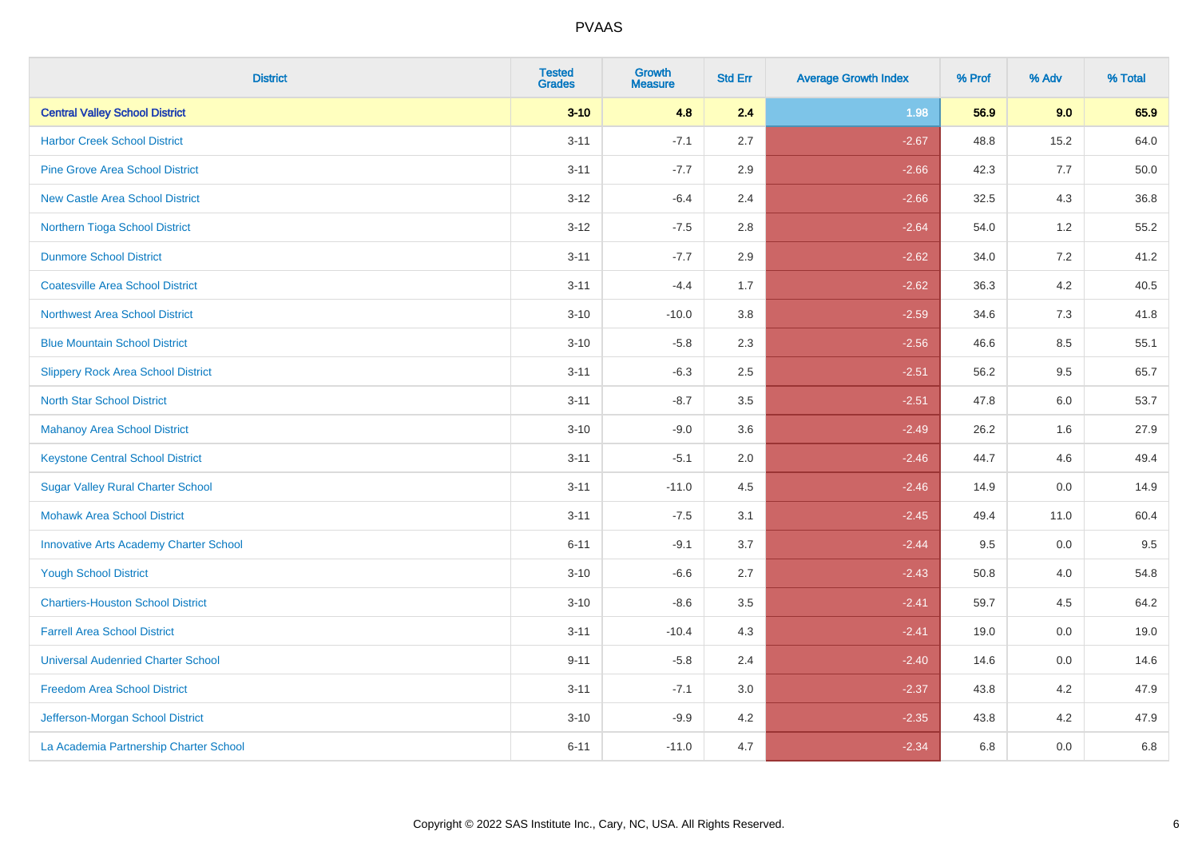# PVAAS

| District | Tested Grades | Growth Measure | Std Err | Average Growth Index | % Prof | % Adv | % Total |
|---|---|---|---|---|---|---|---|
| **Central Valley School District** | **3-10** | **4.8** | **2.4** | **1.98** | **56.9** | **9.0** | **65.9** |
| Harbor Creek School District | 3-11 | -7.1 | 2.7 | -2.67 | 48.8 | 15.2 | 64.0 |
| Pine Grove Area School District | 3-11 | -7.7 | 2.9 | -2.66 | 42.3 | 7.7 | 50.0 |
| New Castle Area School District | 3-12 | -6.4 | 2.4 | -2.66 | 32.5 | 4.3 | 36.8 |
| Northern Tioga School District | 3-12 | -7.5 | 2.8 | -2.64 | 54.0 | 1.2 | 55.2 |
| Dunmore School District | 3-11 | -7.7 | 2.9 | -2.62 | 34.0 | 7.2 | 41.2 |
| Coatesville Area School District | 3-11 | -4.4 | 1.7 | -2.62 | 36.3 | 4.2 | 40.5 |
| Northwest Area School District | 3-10 | -10.0 | 3.8 | -2.59 | 34.6 | 7.3 | 41.8 |
| Blue Mountain School District | 3-10 | -5.8 | 2.3 | -2.56 | 46.6 | 8.5 | 55.1 |
| Slippery Rock Area School District | 3-11 | -6.3 | 2.5 | -2.51 | 56.2 | 9.5 | 65.7 |
| North Star School District | 3-11 | -8.7 | 3.5 | -2.51 | 47.8 | 6.0 | 53.7 |
| Mahanoy Area School District | 3-10 | -9.0 | 3.6 | -2.49 | 26.2 | 1.6 | 27.9 |
| Keystone Central School District | 3-11 | -5.1 | 2.0 | -2.46 | 44.7 | 4.6 | 49.4 |
| Sugar Valley Rural Charter School | 3-11 | -11.0 | 4.5 | -2.46 | 14.9 | 0.0 | 14.9 |
| Mohawk Area School District | 3-11 | -7.5 | 3.1 | -2.45 | 49.4 | 11.0 | 60.4 |
| Innovative Arts Academy Charter School | 6-11 | -9.1 | 3.7 | -2.44 | 9.5 | 0.0 | 9.5 |
| Yough School District | 3-10 | -6.6 | 2.7 | -2.43 | 50.8 | 4.0 | 54.8 |
| Chartiers-Houston School District | 3-10 | -8.6 | 3.5 | -2.41 | 59.7 | 4.5 | 64.2 |
| Farrell Area School District | 3-11 | -10.4 | 4.3 | -2.41 | 19.0 | 0.0 | 19.0 |
| Universal Audenried Charter School | 9-11 | -5.8 | 2.4 | -2.40 | 14.6 | 0.0 | 14.6 |
| Freedom Area School District | 3-11 | -7.1 | 3.0 | -2.37 | 43.8 | 4.2 | 47.9 |
| Jefferson-Morgan School District | 3-10 | -9.9 | 4.2 | -2.35 | 43.8 | 4.2 | 47.9 |
| La Academia Partnership Charter School | 6-11 | -11.0 | 4.7 | -2.34 | 6.8 | 0.0 | 6.8 |

Copyright © 2022 SAS Institute Inc., Cary, NC, USA. All Rights Reserved.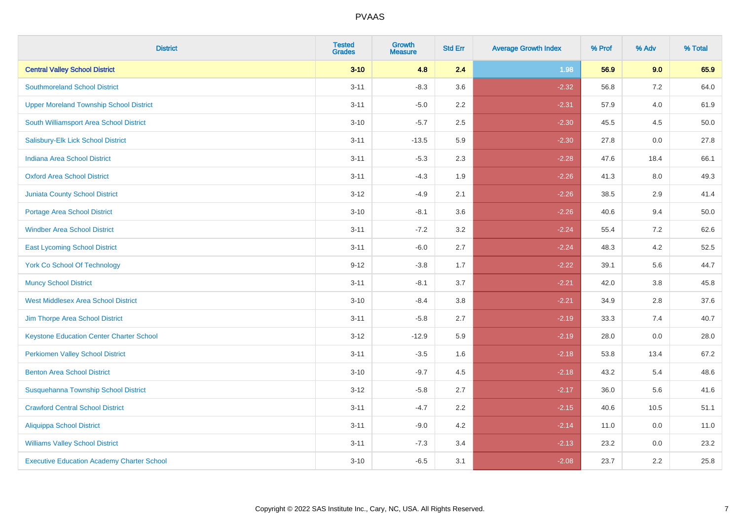| District | Tested Grades | Growth Measure | Std Err | Average Growth Index | % Prof | % Adv | % Total |
|---|---|---|---|---|---|---|---|
| **Central Valley School District** | **3-10** | **4.8** | **2.4** | **1.98** | **56.9** | **9.0** | **65.9** |
| Southmoreland School District | 3-11 | -8.3 | 3.6 | -2.32 | 56.8 | 7.2 | 64.0 |
| Upper Moreland Township School District | 3-11 | -5.0 | 2.2 | -2.31 | 57.9 | 4.0 | 61.9 |
| South Williamsport Area School District | 3-10 | -5.7 | 2.5 | -2.30 | 45.5 | 4.5 | 50.0 |
| Salisbury-Elk Lick School District | 3-11 | -13.5 | 5.9 | -2.30 | 27.8 | 0.0 | 27.8 |
| Indiana Area School District | 3-11 | -5.3 | 2.3 | -2.28 | 47.6 | 18.4 | 66.1 |
| Oxford Area School District | 3-11 | -4.3 | 1.9 | -2.26 | 41.3 | 8.0 | 49.3 |
| Juniata County School District | 3-12 | -4.9 | 2.1 | -2.26 | 38.5 | 2.9 | 41.4 |
| Portage Area School District | 3-10 | -8.1 | 3.6 | -2.26 | 40.6 | 9.4 | 50.0 |
| Windber Area School District | 3-11 | -7.2 | 3.2 | -2.24 | 55.4 | 7.2 | 62.6 |
| East Lycoming School District | 3-11 | -6.0 | 2.7 | -2.24 | 48.3 | 4.2 | 52.5 |
| York Co School Of Technology | 9-12 | -3.8 | 1.7 | -2.22 | 39.1 | 5.6 | 44.7 |
| Muncy School District | 3-11 | -8.1 | 3.7 | -2.21 | 42.0 | 3.8 | 45.8 |
| West Middlesex Area School District | 3-10 | -8.4 | 3.8 | -2.21 | 34.9 | 2.8 | 37.6 |
| Jim Thorpe Area School District | 3-11 | -5.8 | 2.7 | -2.19 | 33.3 | 7.4 | 40.7 |
| Keystone Education Center Charter School | 3-12 | -12.9 | 5.9 | -2.19 | 28.0 | 0.0 | 28.0 |
| Perkiomen Valley School District | 3-11 | -3.5 | 1.6 | -2.18 | 53.8 | 13.4 | 67.2 |
| Benton Area School District | 3-10 | -9.7 | 4.5 | -2.18 | 43.2 | 5.4 | 48.6 |
| Susquehanna Township School District | 3-12 | -5.8 | 2.7 | -2.17 | 36.0 | 5.6 | 41.6 |
| Crawford Central School District | 3-11 | -4.7 | 2.2 | -2.15 | 40.6 | 10.5 | 51.1 |
| Aliquippa School District | 3-11 | -9.0 | 4.2 | -2.14 | 11.0 | 0.0 | 11.0 |
| Williams Valley School District | 3-11 | -7.3 | 3.4 | -2.13 | 23.2 | 0.0 | 23.2 |
| Executive Education Academy Charter School | 3-10 | -6.5 | 3.1 | -2.08 | 23.7 | 2.2 | 25.8 |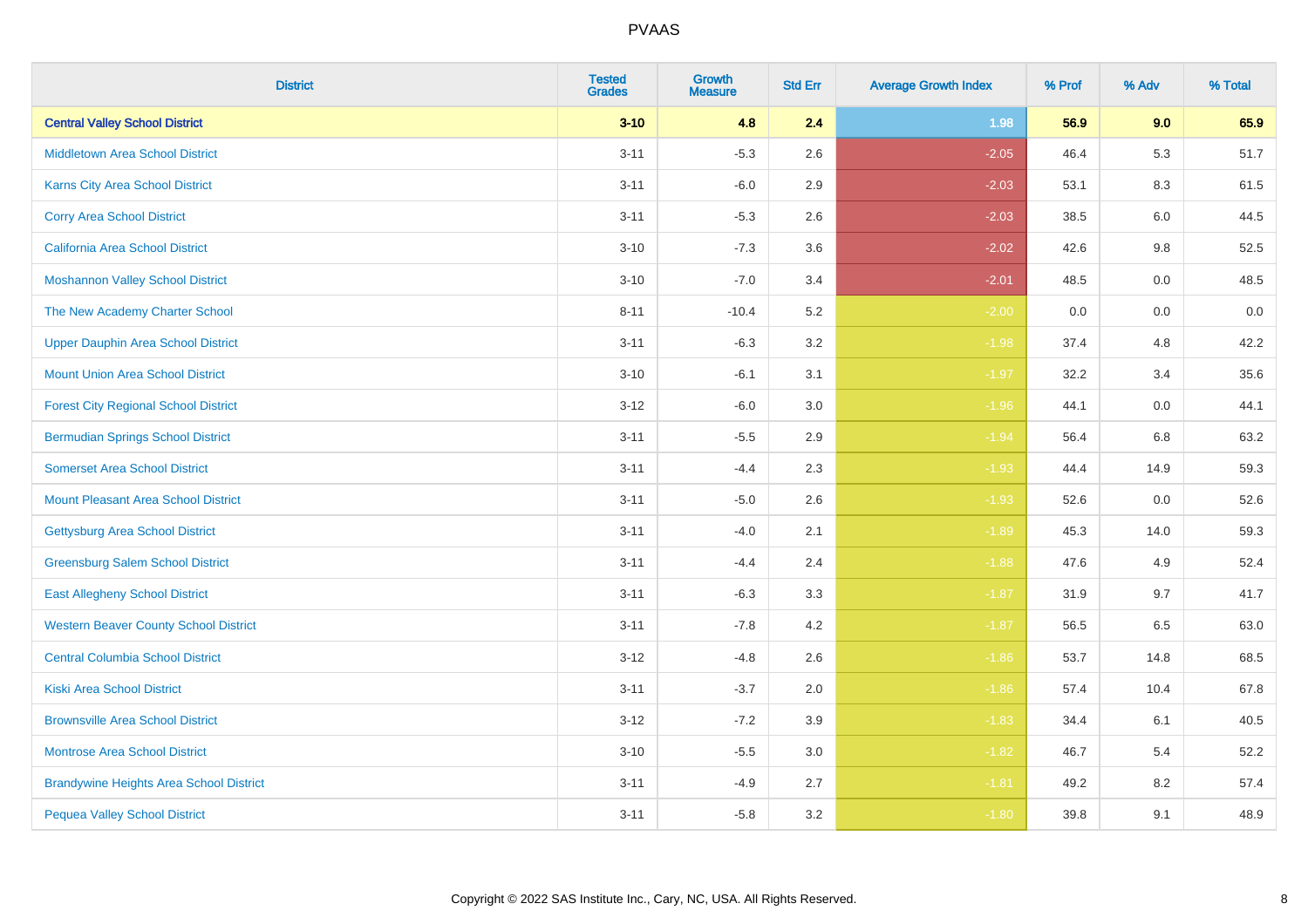# PVAAS

| District | Tested Grades | Growth Measure | Std Err | Average Growth Index | % Prof | % Adv | % Total |
|---|---|---|---|---|---|---|---|
| **Central Valley School District** | **3-10** | **4.8** | **2.4** | **1.98** | **56.9** | **9.0** | **65.9** |
| Middletown Area School District | 3-11 | -5.3 | 2.6 | -2.05 | 46.4 | 5.3 | 51.7 |
| Karns City Area School District | 3-11 | -6.0 | 2.9 | -2.03 | 53.1 | 8.3 | 61.5 |
| Corry Area School District | 3-11 | -5.3 | 2.6 | -2.03 | 38.5 | 6.0 | 44.5 |
| California Area School District | 3-10 | -7.3 | 3.6 | -2.02 | 42.6 | 9.8 | 52.5 |
| Moshannon Valley School District | 3-10 | -7.0 | 3.4 | -2.01 | 48.5 | 0.0 | 48.5 |
| The New Academy Charter School | 8-11 | -10.4 | 5.2 | -2.00 | 0.0 | 0.0 | 0.0 |
| Upper Dauphin Area School District | 3-11 | -6.3 | 3.2 | -1.98 | 37.4 | 4.8 | 42.2 |
| Mount Union Area School District | 3-10 | -6.1 | 3.1 | -1.97 | 32.2 | 3.4 | 35.6 |
| Forest City Regional School District | 3-12 | -6.0 | 3.0 | -1.96 | 44.1 | 0.0 | 44.1 |
| Bermudian Springs School District | 3-11 | -5.5 | 2.9 | -1.94 | 56.4 | 6.8 | 63.2 |
| Somerset Area School District | 3-11 | -4.4 | 2.3 | -1.93 | 44.4 | 14.9 | 59.3 |
| Mount Pleasant Area School District | 3-11 | -5.0 | 2.6 | -1.93 | 52.6 | 0.0 | 52.6 |
| Gettysburg Area School District | 3-11 | -4.0 | 2.1 | -1.89 | 45.3 | 14.0 | 59.3 |
| Greensburg Salem School District | 3-11 | -4.4 | 2.4 | -1.88 | 47.6 | 4.9 | 52.4 |
| East Allegheny School District | 3-11 | -6.3 | 3.3 | -1.87 | 31.9 | 9.7 | 41.7 |
| Western Beaver County School District | 3-11 | -7.8 | 4.2 | -1.87 | 56.5 | 6.5 | 63.0 |
| Central Columbia School District | 3-12 | -4.8 | 2.6 | -1.86 | 53.7 | 14.8 | 68.5 |
| Kiski Area School District | 3-11 | -3.7 | 2.0 | -1.86 | 57.4 | 10.4 | 67.8 |
| Brownsville Area School District | 3-12 | -7.2 | 3.9 | -1.83 | 34.4 | 6.1 | 40.5 |
| Montrose Area School District | 3-10 | -5.5 | 3.0 | -1.82 | 46.7 | 5.4 | 52.2 |
| Brandywine Heights Area School District | 3-11 | -4.9 | 2.7 | -1.81 | 49.2 | 8.2 | 57.4 |
| Pequea Valley School District | 3-11 | -5.8 | 3.2 | -1.80 | 39.8 | 9.1 | 48.9 |

Copyright © 2022 SAS Institute Inc., Cary, NC, USA. All Rights Reserved.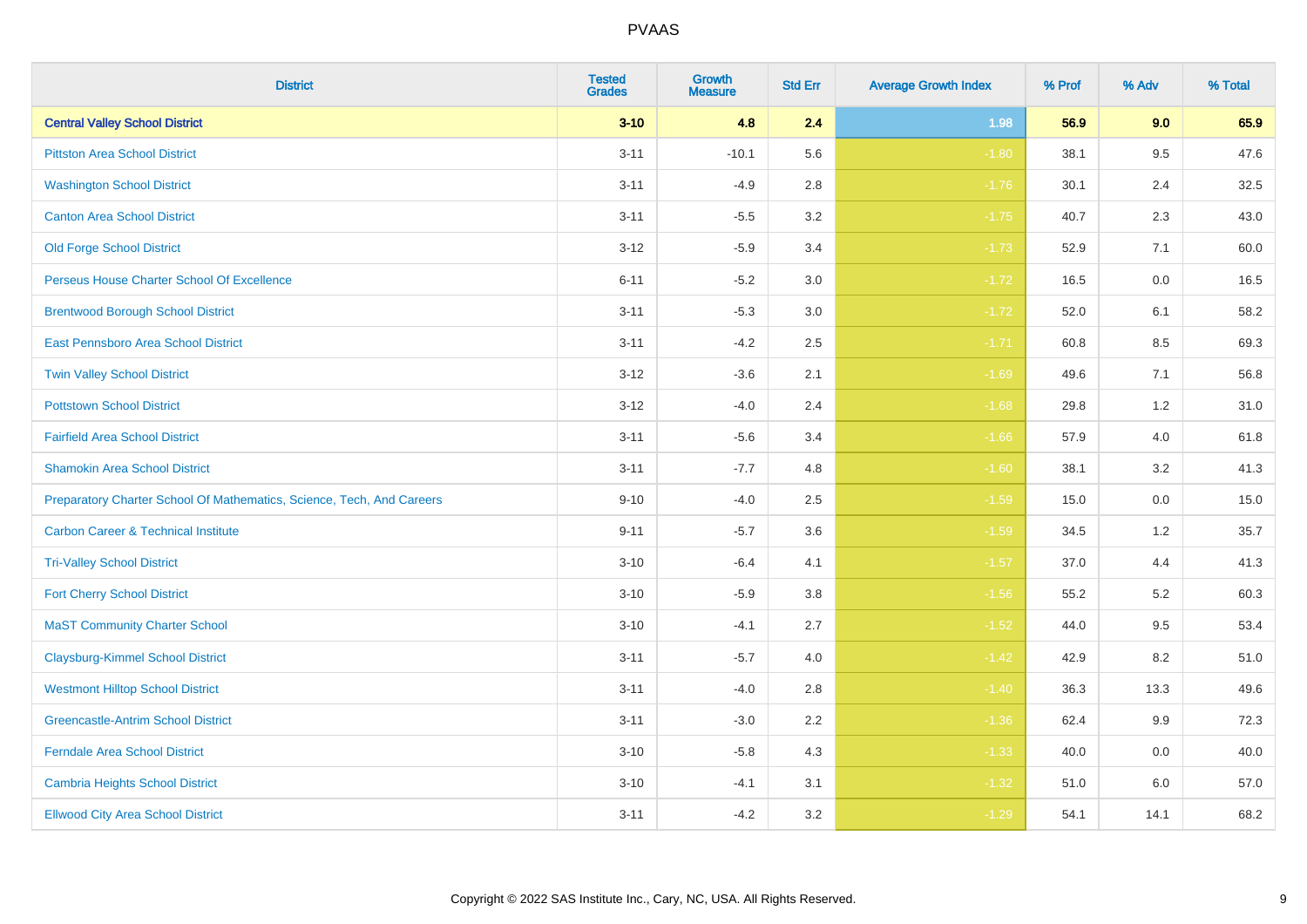# PVAAS

| District | Tested Grades | Growth Measure | Std Err | Average Growth Index | % Prof | % Adv | % Total |
|---|---|---|---|---|---|---|---|
| **Central Valley School District** | **3-10** | **4.8** | **2.4** | **1.98** | **56.9** | **9.0** | **65.9** |
| Pittston Area School District | 3-11 | -10.1 | 5.6 | -1.80 | 38.1 | 9.5 | 47.6 |
| Washington School District | 3-11 | -4.9 | 2.8 | -1.76 | 30.1 | 2.4 | 32.5 |
| Canton Area School District | 3-11 | -5.5 | 3.2 | -1.75 | 40.7 | 2.3 | 43.0 |
| Old Forge School District | 3-12 | -5.9 | 3.4 | -1.73 | 52.9 | 7.1 | 60.0 |
| Perseus House Charter School Of Excellence | 6-11 | -5.2 | 3.0 | -1.72 | 16.5 | 0.0 | 16.5 |
| Brentwood Borough School District | 3-11 | -5.3 | 3.0 | -1.72 | 52.0 | 6.1 | 58.2 |
| East Pennsboro Area School District | 3-11 | -4.2 | 2.5 | -1.71 | 60.8 | 8.5 | 69.3 |
| Twin Valley School District | 3-12 | -3.6 | 2.1 | -1.69 | 49.6 | 7.1 | 56.8 |
| Pottstown School District | 3-12 | -4.0 | 2.4 | -1.68 | 29.8 | 1.2 | 31.0 |
| Fairfield Area School District | 3-11 | -5.6 | 3.4 | -1.66 | 57.9 | 4.0 | 61.8 |
| Shamokin Area School District | 3-11 | -7.7 | 4.8 | -1.60 | 38.1 | 3.2 | 41.3 |
| Preparatory Charter School Of Mathematics, Science, Tech, And Careers | 9-10 | -4.0 | 2.5 | -1.59 | 15.0 | 0.0 | 15.0 |
| Carbon Career & Technical Institute | 9-11 | -5.7 | 3.6 | -1.59 | 34.5 | 1.2 | 35.7 |
| Tri-Valley School District | 3-10 | -6.4 | 4.1 | -1.57 | 37.0 | 4.4 | 41.3 |
| Fort Cherry School District | 3-10 | -5.9 | 3.8 | -1.56 | 55.2 | 5.2 | 60.3 |
| MaST Community Charter School | 3-10 | -4.1 | 2.7 | -1.52 | 44.0 | 9.5 | 53.4 |
| Claysburg-Kimmel School District | 3-11 | -5.7 | 4.0 | -1.42 | 42.9 | 8.2 | 51.0 |
| Westmont Hilltop School District | 3-11 | -4.0 | 2.8 | -1.40 | 36.3 | 13.3 | 49.6 |
| Greencastle-Antrim School District | 3-11 | -3.0 | 2.2 | -1.36 | 62.4 | 9.9 | 72.3 |
| Ferndale Area School District | 3-10 | -5.8 | 4.3 | -1.33 | 40.0 | 0.0 | 40.0 |
| Cambria Heights School District | 3-10 | -4.1 | 3.1 | -1.32 | 51.0 | 6.0 | 57.0 |
| Ellwood City Area School District | 3-11 | -4.2 | 3.2 | -1.29 | 54.1 | 14.1 | 68.2 |

Copyright © 2022 SAS Institute Inc., Cary, NC, USA. All Rights Reserved.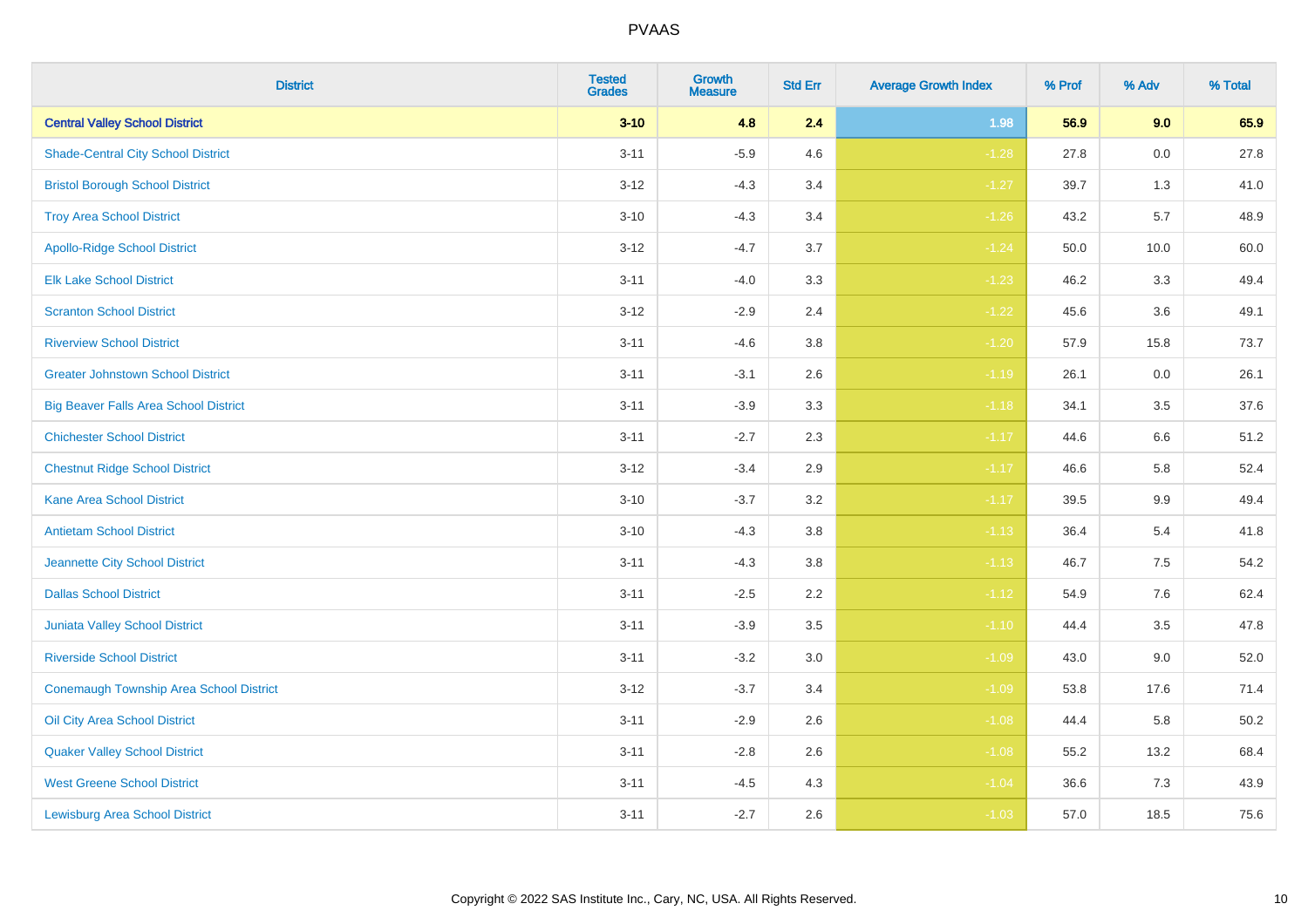| District | Tested Grades | Growth Measure | Std Err | Average Growth Index | % Prof | % Adv | % Total |
|---|---|---|---|---|---|---|---|
| **Central Valley School District** | **3-10** | **4.8** | **2.4** | **1.98** | **56.9** | **9.0** | **65.9** |
| Shade-Central City School District | 3-11 | -5.9 | 4.6 | -1.28 | 27.8 | 0.0 | 27.8 |
| Bristol Borough School District | 3-12 | -4.3 | 3.4 | -1.27 | 39.7 | 1.3 | 41.0 |
| Troy Area School District | 3-10 | -4.3 | 3.4 | -1.26 | 43.2 | 5.7 | 48.9 |
| Apollo-Ridge School District | 3-12 | -4.7 | 3.7 | -1.24 | 50.0 | 10.0 | 60.0 |
| Elk Lake School District | 3-11 | -4.0 | 3.3 | -1.23 | 46.2 | 3.3 | 49.4 |
| Scranton School District | 3-12 | -2.9 | 2.4 | -1.22 | 45.6 | 3.6 | 49.1 |
| Riverview School District | 3-11 | -4.6 | 3.8 | -1.20 | 57.9 | 15.8 | 73.7 |
| Greater Johnstown School District | 3-11 | -3.1 | 2.6 | -1.19 | 26.1 | 0.0 | 26.1 |
| Big Beaver Falls Area School District | 3-11 | -3.9 | 3.3 | -1.18 | 34.1 | 3.5 | 37.6 |
| Chichester School District | 3-11 | -2.7 | 2.3 | -1.17 | 44.6 | 6.6 | 51.2 |
| Chestnut Ridge School District | 3-12 | -3.4 | 2.9 | -1.17 | 46.6 | 5.8 | 52.4 |
| Kane Area School District | 3-10 | -3.7 | 3.2 | -1.17 | 39.5 | 9.9 | 49.4 |
| Antietam School District | 3-10 | -4.3 | 3.8 | -1.13 | 36.4 | 5.4 | 41.8 |
| Jeannette City School District | 3-11 | -4.3 | 3.8 | -1.13 | 46.7 | 7.5 | 54.2 |
| Dallas School District | 3-11 | -2.5 | 2.2 | -1.12 | 54.9 | 7.6 | 62.4 |
| Juniata Valley School District | 3-11 | -3.9 | 3.5 | -1.10 | 44.4 | 3.5 | 47.8 |
| Riverside School District | 3-11 | -3.2 | 3.0 | -1.09 | 43.0 | 9.0 | 52.0 |
| Conemaugh Township Area School District | 3-12 | -3.7 | 3.4 | -1.09 | 53.8 | 17.6 | 71.4 |
| Oil City Area School District | 3-11 | -2.9 | 2.6 | -1.08 | 44.4 | 5.8 | 50.2 |
| Quaker Valley School District | 3-11 | -2.8 | 2.6 | -1.08 | 55.2 | 13.2 | 68.4 |
| West Greene School District | 3-11 | -4.5 | 4.3 | -1.04 | 36.6 | 7.3 | 43.9 |
| Lewisburg Area School District | 3-11 | -2.7 | 2.6 | -1.03 | 57.0 | 18.5 | 75.6 |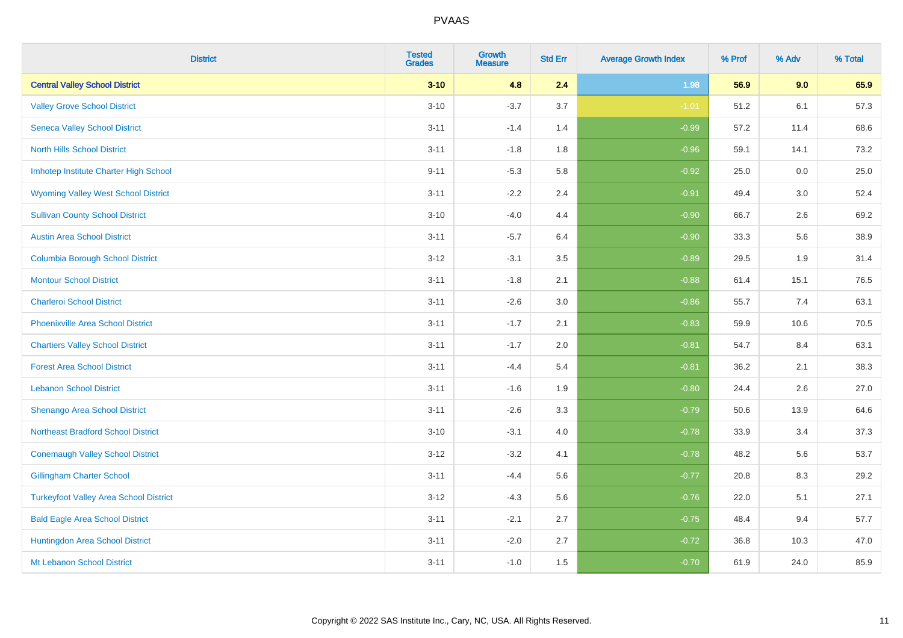| District | Tested Grades | Growth Measure | Std Err | Average Growth Index | % Prof | % Adv | % Total |
|---|---|---|---|---|---|---|---|
| **Central Valley School District** | **3-10** | **4.8** | **2.4** | **1.98** | **56.9** | **9.0** | **65.9** |
| Valley Grove School District | 3-10 | -3.7 | 3.7 | -1.01 | 51.2 | 6.1 | 57.3 |
| Seneca Valley School District | 3-11 | -1.4 | 1.4 | -0.99 | 57.2 | 11.4 | 68.6 |
| North Hills School District | 3-11 | -1.8 | 1.8 | -0.96 | 59.1 | 14.1 | 73.2 |
| Imhotep Institute Charter High School | 9-11 | -5.3 | 5.8 | -0.92 | 25.0 | 0.0 | 25.0 |
| Wyoming Valley West School District | 3-11 | -2.2 | 2.4 | -0.91 | 49.4 | 3.0 | 52.4 |
| Sullivan County School District | 3-10 | -4.0 | 4.4 | -0.90 | 66.7 | 2.6 | 69.2 |
| Austin Area School District | 3-11 | -5.7 | 6.4 | -0.90 | 33.3 | 5.6 | 38.9 |
| Columbia Borough School District | 3-12 | -3.1 | 3.5 | -0.89 | 29.5 | 1.9 | 31.4 |
| Montour School District | 3-11 | -1.8 | 2.1 | -0.88 | 61.4 | 15.1 | 76.5 |
| Charleroi School District | 3-11 | -2.6 | 3.0 | -0.86 | 55.7 | 7.4 | 63.1 |
| Phoenixville Area School District | 3-11 | -1.7 | 2.1 | -0.83 | 59.9 | 10.6 | 70.5 |
| Chartiers Valley School District | 3-11 | -1.7 | 2.0 | -0.81 | 54.7 | 8.4 | 63.1 |
| Forest Area School District | 3-11 | -4.4 | 5.4 | -0.81 | 36.2 | 2.1 | 38.3 |
| Lebanon School District | 3-11 | -1.6 | 1.9 | -0.80 | 24.4 | 2.6 | 27.0 |
| Shenango Area School District | 3-11 | -2.6 | 3.3 | -0.79 | 50.6 | 13.9 | 64.6 |
| Northeast Bradford School District | 3-10 | -3.1 | 4.0 | -0.78 | 33.9 | 3.4 | 37.3 |
| Conemaugh Valley School District | 3-12 | -3.2 | 4.1 | -0.78 | 48.2 | 5.6 | 53.7 |
| Gillingham Charter School | 3-11 | -4.4 | 5.6 | -0.77 | 20.8 | 8.3 | 29.2 |
| Turkeyfoot Valley Area School District | 3-12 | -4.3 | 5.6 | -0.76 | 22.0 | 5.1 | 27.1 |
| Bald Eagle Area School District | 3-11 | -2.1 | 2.7 | -0.75 | 48.4 | 9.4 | 57.7 |
| Huntingdon Area School District | 3-11 | -2.0 | 2.7 | -0.72 | 36.8 | 10.3 | 47.0 |
| Mt Lebanon School District | 3-11 | -1.0 | 1.5 | -0.70 | 61.9 | 24.0 | 85.9 |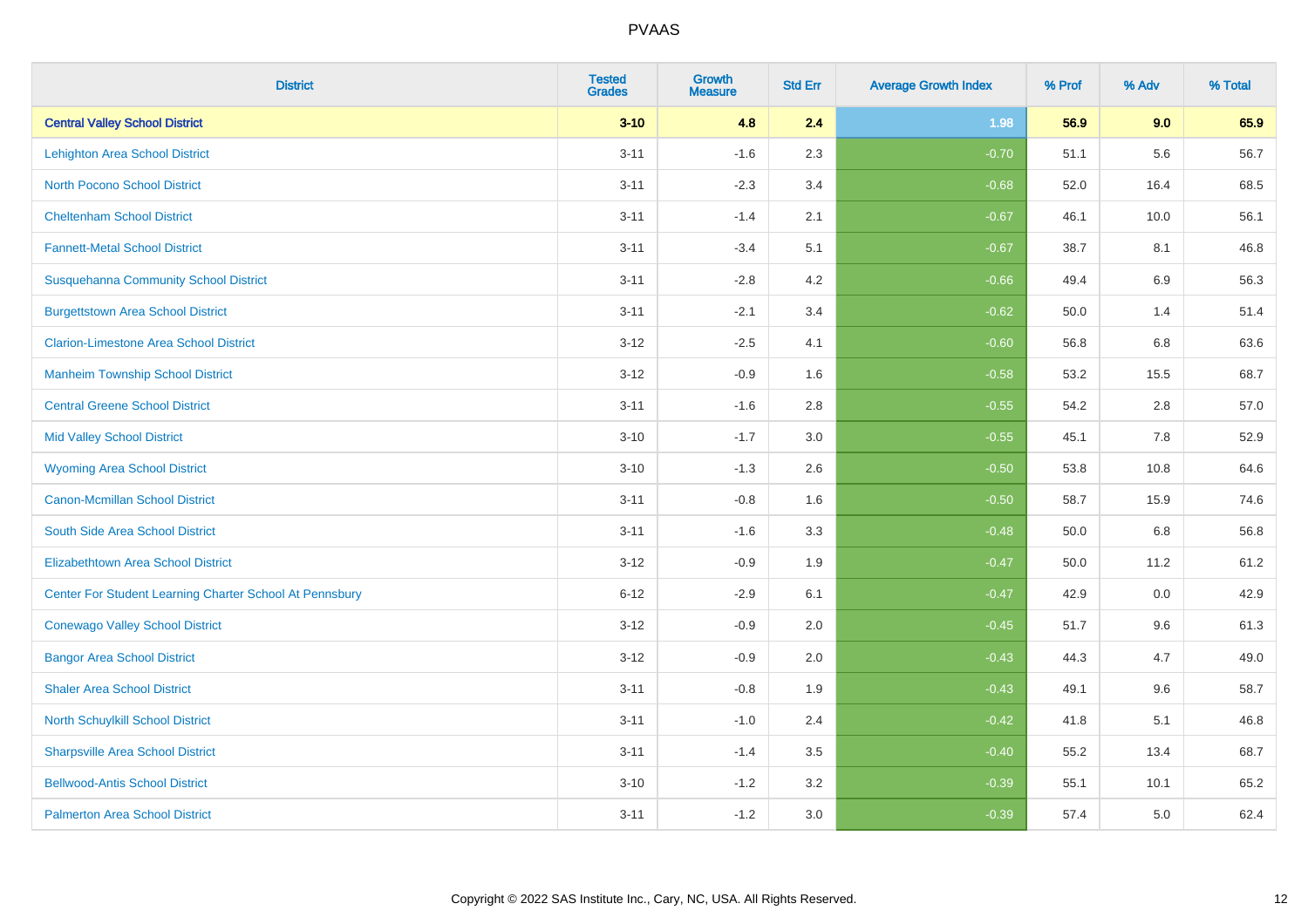# PVAAS

| District | Tested Grades | Growth Measure | Std Err | Average Growth Index | % Prof | % Adv | % Total |
|---|---|---|---|---|---|---|---|
| **Central Valley School District** | **3-10** | **4.8** | **2.4** | **1.98** | **56.9** | **9.0** | **65.9** |
| Lehighton Area School District | 3-11 | -1.6 | 2.3 | -0.70 | 51.1 | 5.6 | 56.7 |
| North Pocono School District | 3-11 | -2.3 | 3.4 | -0.68 | 52.0 | 16.4 | 68.5 |
| Cheltenham School District | 3-11 | -1.4 | 2.1 | -0.67 | 46.1 | 10.0 | 56.1 |
| Fannett-Metal School District | 3-11 | -3.4 | 5.1 | -0.67 | 38.7 | 8.1 | 46.8 |
| Susquehanna Community School District | 3-11 | -2.8 | 4.2 | -0.66 | 49.4 | 6.9 | 56.3 |
| Burgettstown Area School District | 3-11 | -2.1 | 3.4 | -0.62 | 50.0 | 1.4 | 51.4 |
| Clarion-Limestone Area School District | 3-12 | -2.5 | 4.1 | -0.60 | 56.8 | 6.8 | 63.6 |
| Manheim Township School District | 3-12 | -0.9 | 1.6 | -0.58 | 53.2 | 15.5 | 68.7 |
| Central Greene School District | 3-11 | -1.6 | 2.8 | -0.55 | 54.2 | 2.8 | 57.0 |
| Mid Valley School District | 3-10 | -1.7 | 3.0 | -0.55 | 45.1 | 7.8 | 52.9 |
| Wyoming Area School District | 3-10 | -1.3 | 2.6 | -0.50 | 53.8 | 10.8 | 64.6 |
| Canon-Mcmillan School District | 3-11 | -0.8 | 1.6 | -0.50 | 58.7 | 15.9 | 74.6 |
| South Side Area School District | 3-11 | -1.6 | 3.3 | -0.48 | 50.0 | 6.8 | 56.8 |
| Elizabethtown Area School District | 3-12 | -0.9 | 1.9 | -0.47 | 50.0 | 11.2 | 61.2 |
| Center For Student Learning Charter School At Pennsbury | 6-12 | -2.9 | 6.1 | -0.47 | 42.9 | 0.0 | 42.9 |
| Conewago Valley School District | 3-12 | -0.9 | 2.0 | -0.45 | 51.7 | 9.6 | 61.3 |
| Bangor Area School District | 3-12 | -0.9 | 2.0 | -0.43 | 44.3 | 4.7 | 49.0 |
| Shaler Area School District | 3-11 | -0.8 | 1.9 | -0.43 | 49.1 | 9.6 | 58.7 |
| North Schuylkill School District | 3-11 | -1.0 | 2.4 | -0.42 | 41.8 | 5.1 | 46.8 |
| Sharpsville Area School District | 3-11 | -1.4 | 3.5 | -0.40 | 55.2 | 13.4 | 68.7 |
| Bellwood-Antis School District | 3-10 | -1.2 | 3.2 | -0.39 | 55.1 | 10.1 | 65.2 |
| Palmerton Area School District | 3-11 | -1.2 | 3.0 | -0.39 | 57.4 | 5.0 | 62.4 |

Copyright © 2022 SAS Institute Inc., Cary, NC, USA. All Rights Reserved.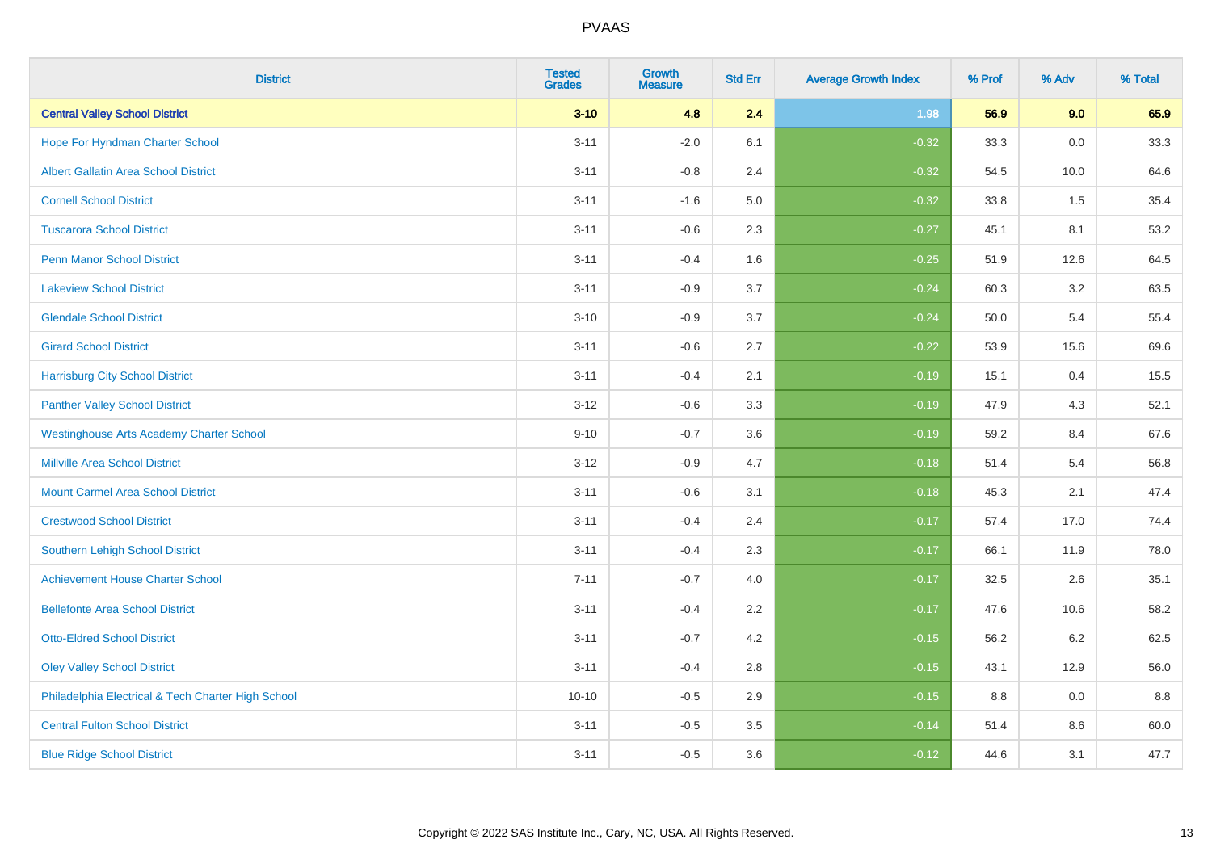| District | Tested Grades | Growth Measure | Std Err | Average Growth Index | % Prof | % Adv | % Total |
|---|---|---|---|---|---|---|---|
| **Central Valley School District** | **3-10** | **4.8** | **2.4** | **1.98** | **56.9** | **9.0** | **65.9** |
| Hope For Hyndman Charter School | 3-11 | -2.0 | 6.1 | -0.32 | 33.3 | 0.0 | 33.3 |
| Albert Gallatin Area School District | 3-11 | -0.8 | 2.4 | -0.32 | 54.5 | 10.0 | 64.6 |
| Cornell School District | 3-11 | -1.6 | 5.0 | -0.32 | 33.8 | 1.5 | 35.4 |
| Tuscarora School District | 3-11 | -0.6 | 2.3 | -0.27 | 45.1 | 8.1 | 53.2 |
| Penn Manor School District | 3-11 | -0.4 | 1.6 | -0.25 | 51.9 | 12.6 | 64.5 |
| Lakeview School District | 3-11 | -0.9 | 3.7 | -0.24 | 60.3 | 3.2 | 63.5 |
| Glendale School District | 3-10 | -0.9 | 3.7 | -0.24 | 50.0 | 5.4 | 55.4 |
| Girard School District | 3-11 | -0.6 | 2.7 | -0.22 | 53.9 | 15.6 | 69.6 |
| Harrisburg City School District | 3-11 | -0.4 | 2.1 | -0.19 | 15.1 | 0.4 | 15.5 |
| Panther Valley School District | 3-12 | -0.6 | 3.3 | -0.19 | 47.9 | 4.3 | 52.1 |
| Westinghouse Arts Academy Charter School | 9-10 | -0.7 | 3.6 | -0.19 | 59.2 | 8.4 | 67.6 |
| Millville Area School District | 3-12 | -0.9 | 4.7 | -0.18 | 51.4 | 5.4 | 56.8 |
| Mount Carmel Area School District | 3-11 | -0.6 | 3.1 | -0.18 | 45.3 | 2.1 | 47.4 |
| Crestwood School District | 3-11 | -0.4 | 2.4 | -0.17 | 57.4 | 17.0 | 74.4 |
| Southern Lehigh School District | 3-11 | -0.4 | 2.3 | -0.17 | 66.1 | 11.9 | 78.0 |
| Achievement House Charter School | 7-11 | -0.7 | 4.0 | -0.17 | 32.5 | 2.6 | 35.1 |
| Bellefonte Area School District | 3-11 | -0.4 | 2.2 | -0.17 | 47.6 | 10.6 | 58.2 |
| Otto-Eldred School District | 3-11 | -0.7 | 4.2 | -0.15 | 56.2 | 6.2 | 62.5 |
| Oley Valley School District | 3-11 | -0.4 | 2.8 | -0.15 | 43.1 | 12.9 | 56.0 |
| Philadelphia Electrical & Tech Charter High School | 10-10 | -0.5 | 2.9 | -0.15 | 8.8 | 0.0 | 8.8 |
| Central Fulton School District | 3-11 | -0.5 | 3.5 | -0.14 | 51.4 | 8.6 | 60.0 |
| Blue Ridge School District | 3-11 | -0.5 | 3.6 | -0.12 | 44.6 | 3.1 | 47.7 |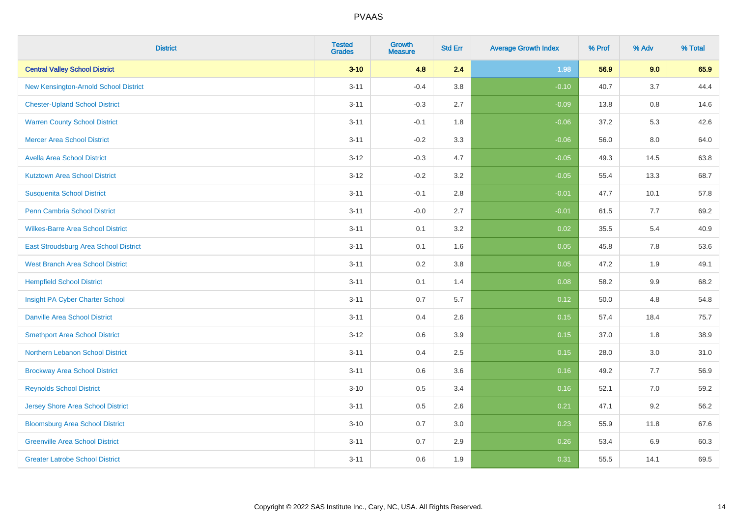| District | Tested Grades | Growth Measure | Std Err | Average Growth Index | % Prof | % Adv | % Total |
|---|---|---|---|---|---|---|---|
| **Central Valley School District** | **3-10** | **4.8** | **2.4** | **1.98** | **56.9** | **9.0** | **65.9** |
| New Kensington-Arnold School District | 3-11 | -0.4 | 3.8 | -0.10 | 40.7 | 3.7 | 44.4 |
| Chester-Upland School District | 3-11 | -0.3 | 2.7 | -0.09 | 13.8 | 0.8 | 14.6 |
| Warren County School District | 3-11 | -0.1 | 1.8 | -0.06 | 37.2 | 5.3 | 42.6 |
| Mercer Area School District | 3-11 | -0.2 | 3.3 | -0.06 | 56.0 | 8.0 | 64.0 |
| Avella Area School District | 3-12 | -0.3 | 4.7 | -0.05 | 49.3 | 14.5 | 63.8 |
| Kutztown Area School District | 3-12 | -0.2 | 3.2 | -0.05 | 55.4 | 13.3 | 68.7 |
| Susquenita School District | 3-11 | -0.1 | 2.8 | -0.01 | 47.7 | 10.1 | 57.8 |
| Penn Cambria School District | 3-11 | -0.0 | 2.7 | -0.01 | 61.5 | 7.7 | 69.2 |
| Wilkes-Barre Area School District | 3-11 | 0.1 | 3.2 | 0.02 | 35.5 | 5.4 | 40.9 |
| East Stroudsburg Area School District | 3-11 | 0.1 | 1.6 | 0.05 | 45.8 | 7.8 | 53.6 |
| West Branch Area School District | 3-11 | 0.2 | 3.8 | 0.05 | 47.2 | 1.9 | 49.1 |
| Hempfield School District | 3-11 | 0.1 | 1.4 | 0.08 | 58.2 | 9.9 | 68.2 |
| Insight PA Cyber Charter School | 3-11 | 0.7 | 5.7 | 0.12 | 50.0 | 4.8 | 54.8 |
| Danville Area School District | 3-11 | 0.4 | 2.6 | 0.15 | 57.4 | 18.4 | 75.7 |
| Smethport Area School District | 3-12 | 0.6 | 3.9 | 0.15 | 37.0 | 1.8 | 38.9 |
| Northern Lebanon School District | 3-11 | 0.4 | 2.5 | 0.15 | 28.0 | 3.0 | 31.0 |
| Brockway Area School District | 3-11 | 0.6 | 3.6 | 0.16 | 49.2 | 7.7 | 56.9 |
| Reynolds School District | 3-10 | 0.5 | 3.4 | 0.16 | 52.1 | 7.0 | 59.2 |
| Jersey Shore Area School District | 3-11 | 0.5 | 2.6 | 0.21 | 47.1 | 9.2 | 56.2 |
| Bloomsburg Area School District | 3-10 | 0.7 | 3.0 | 0.23 | 55.9 | 11.8 | 67.6 |
| Greenville Area School District | 3-11 | 0.7 | 2.9 | 0.26 | 53.4 | 6.9 | 60.3 |
| Greater Latrobe School District | 3-11 | 0.6 | 1.9 | 0.31 | 55.5 | 14.1 | 69.5 |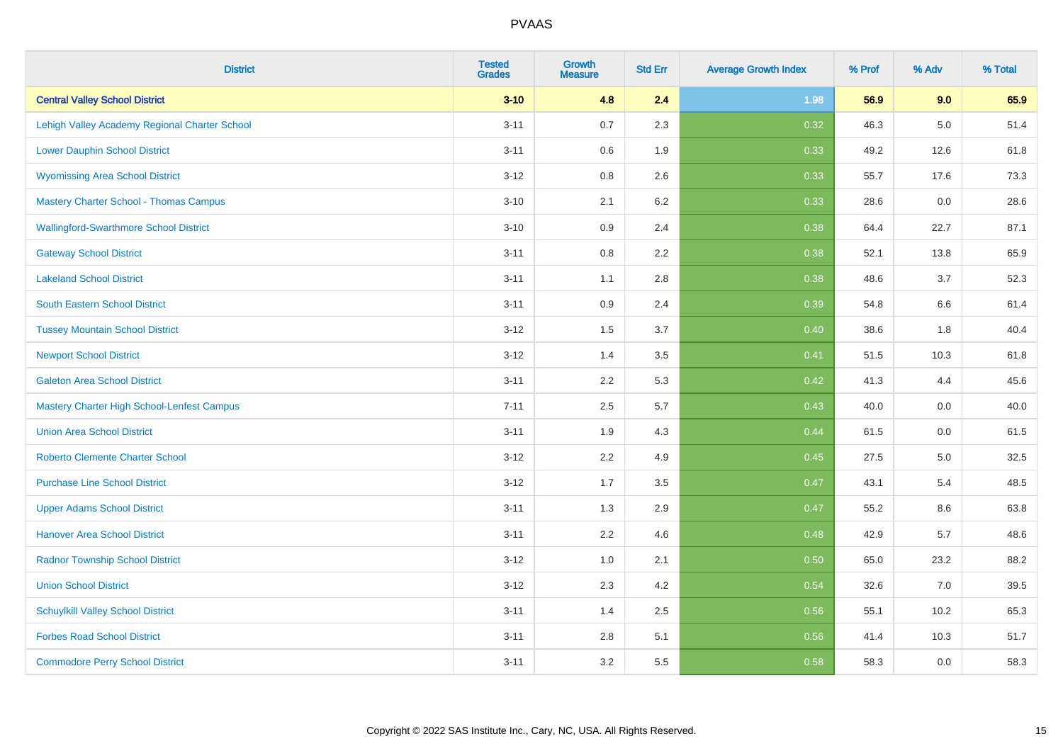# PVAAS

| District | Tested Grades | Growth Measure | Std Err | Average Growth Index | % Prof | % Adv | % Total |
|---|---|---|---|---|---|---|---|
| **Central Valley School District** | **3-10** | **4.8** | **2.4** | **1.98** | **56.9** | **9.0** | **65.9** |
| Lehigh Valley Academy Regional Charter School | 3-11 | 0.7 | 2.3 | 0.32 | 46.3 | 5.0 | 51.4 |
| Lower Dauphin School District | 3-11 | 0.6 | 1.9 | 0.33 | 49.2 | 12.6 | 61.8 |
| Wyomissing Area School District | 3-12 | 0.8 | 2.6 | 0.33 | 55.7 | 17.6 | 73.3 |
| Mastery Charter School - Thomas Campus | 3-10 | 2.1 | 6.2 | 0.33 | 28.6 | 0.0 | 28.6 |
| Wallingford-Swarthmore School District | 3-10 | 0.9 | 2.4 | 0.38 | 64.4 | 22.7 | 87.1 |
| Gateway School District | 3-11 | 0.8 | 2.2 | 0.38 | 52.1 | 13.8 | 65.9 |
| Lakeland School District | 3-11 | 1.1 | 2.8 | 0.38 | 48.6 | 3.7 | 52.3 |
| South Eastern School District | 3-11 | 0.9 | 2.4 | 0.39 | 54.8 | 6.6 | 61.4 |
| Tussey Mountain School District | 3-12 | 1.5 | 3.7 | 0.40 | 38.6 | 1.8 | 40.4 |
| Newport School District | 3-12 | 1.4 | 3.5 | 0.41 | 51.5 | 10.3 | 61.8 |
| Galeton Area School District | 3-11 | 2.2 | 5.3 | 0.42 | 41.3 | 4.4 | 45.6 |
| Mastery Charter High School-Lenfest Campus | 7-11 | 2.5 | 5.7 | 0.43 | 40.0 | 0.0 | 40.0 |
| Union Area School District | 3-11 | 1.9 | 4.3 | 0.44 | 61.5 | 0.0 | 61.5 |
| Roberto Clemente Charter School | 3-12 | 2.2 | 4.9 | 0.45 | 27.5 | 5.0 | 32.5 |
| Purchase Line School District | 3-12 | 1.7 | 3.5 | 0.47 | 43.1 | 5.4 | 48.5 |
| Upper Adams School District | 3-11 | 1.3 | 2.9 | 0.47 | 55.2 | 8.6 | 63.8 |
| Hanover Area School District | 3-11 | 2.2 | 4.6 | 0.48 | 42.9 | 5.7 | 48.6 |
| Radnor Township School District | 3-12 | 1.0 | 2.1 | 0.50 | 65.0 | 23.2 | 88.2 |
| Union School District | 3-12 | 2.3 | 4.2 | 0.54 | 32.6 | 7.0 | 39.5 |
| Schuylkill Valley School District | 3-11 | 1.4 | 2.5 | 0.56 | 55.1 | 10.2 | 65.3 |
| Forbes Road School District | 3-11 | 2.8 | 5.1 | 0.56 | 41.4 | 10.3 | 51.7 |
| Commodore Perry School District | 3-11 | 3.2 | 5.5 | 0.58 | 58.3 | 0.0 | 58.3 |

Copyright © 2022 SAS Institute Inc., Cary, NC, USA. All Rights Reserved.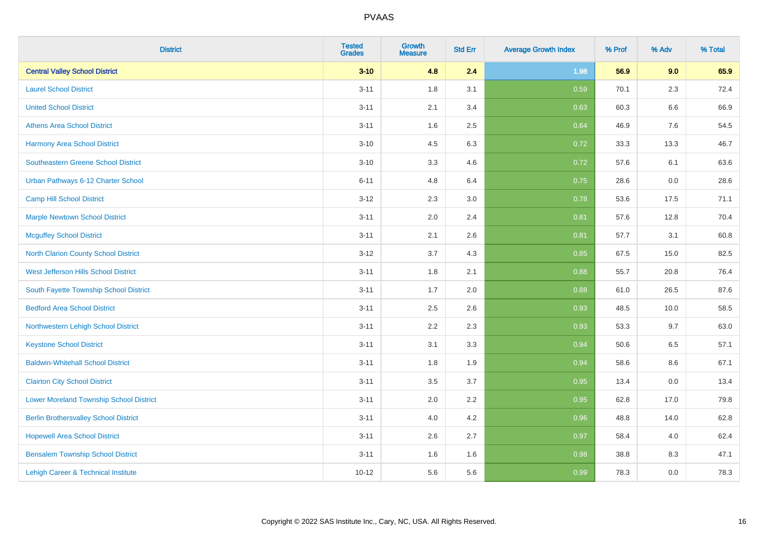# PVAAS

| District | Tested Grades | Growth Measure | Std Err | Average Growth Index | % Prof | % Adv | % Total |
|---|---|---|---|---|---|---|---|
| **Central Valley School District** | **3-10** | **4.8** | **2.4** | **1.98** | **56.9** | **9.0** | **65.9** |
| Laurel School District | 3-11 | 1.8 | 3.1 | 0.59 | 70.1 | 2.3 | 72.4 |
| United School District | 3-11 | 2.1 | 3.4 | 0.63 | 60.3 | 6.6 | 66.9 |
| Athens Area School District | 3-11 | 1.6 | 2.5 | 0.64 | 46.9 | 7.6 | 54.5 |
| Harmony Area School District | 3-10 | 4.5 | 6.3 | 0.72 | 33.3 | 13.3 | 46.7 |
| Southeastern Greene School District | 3-10 | 3.3 | 4.6 | 0.72 | 57.6 | 6.1 | 63.6 |
| Urban Pathways 6-12 Charter School | 6-11 | 4.8 | 6.4 | 0.75 | 28.6 | 0.0 | 28.6 |
| Camp Hill School District | 3-12 | 2.3 | 3.0 | 0.78 | 53.6 | 17.5 | 71.1 |
| Marple Newtown School District | 3-11 | 2.0 | 2.4 | 0.81 | 57.6 | 12.8 | 70.4 |
| Mcguffey School District | 3-11 | 2.1 | 2.6 | 0.81 | 57.7 | 3.1 | 60.8 |
| North Clarion County School District | 3-12 | 3.7 | 4.3 | 0.85 | 67.5 | 15.0 | 82.5 |
| West Jefferson Hills School District | 3-11 | 1.8 | 2.1 | 0.88 | 55.7 | 20.8 | 76.4 |
| South Fayette Township School District | 3-11 | 1.7 | 2.0 | 0.88 | 61.0 | 26.5 | 87.6 |
| Bedford Area School District | 3-11 | 2.5 | 2.6 | 0.93 | 48.5 | 10.0 | 58.5 |
| Northwestern Lehigh School District | 3-11 | 2.2 | 2.3 | 0.93 | 53.3 | 9.7 | 63.0 |
| Keystone School District | 3-11 | 3.1 | 3.3 | 0.94 | 50.6 | 6.5 | 57.1 |
| Baldwin-Whitehall School District | 3-11 | 1.8 | 1.9 | 0.94 | 58.6 | 8.6 | 67.1 |
| Clairton City School District | 3-11 | 3.5 | 3.7 | 0.95 | 13.4 | 0.0 | 13.4 |
| Lower Moreland Township School District | 3-11 | 2.0 | 2.2 | 0.95 | 62.8 | 17.0 | 79.8 |
| Berlin Brothersvalley School District | 3-11 | 4.0 | 4.2 | 0.96 | 48.8 | 14.0 | 62.8 |
| Hopewell Area School District | 3-11 | 2.6 | 2.7 | 0.97 | 58.4 | 4.0 | 62.4 |
| Bensalem Township School District | 3-11 | 1.6 | 1.6 | 0.98 | 38.8 | 8.3 | 47.1 |
| Lehigh Career & Technical Institute | 10-12 | 5.6 | 5.6 | 0.99 | 78.3 | 0.0 | 78.3 |

Copyright © 2022 SAS Institute Inc., Cary, NC, USA. All Rights Reserved.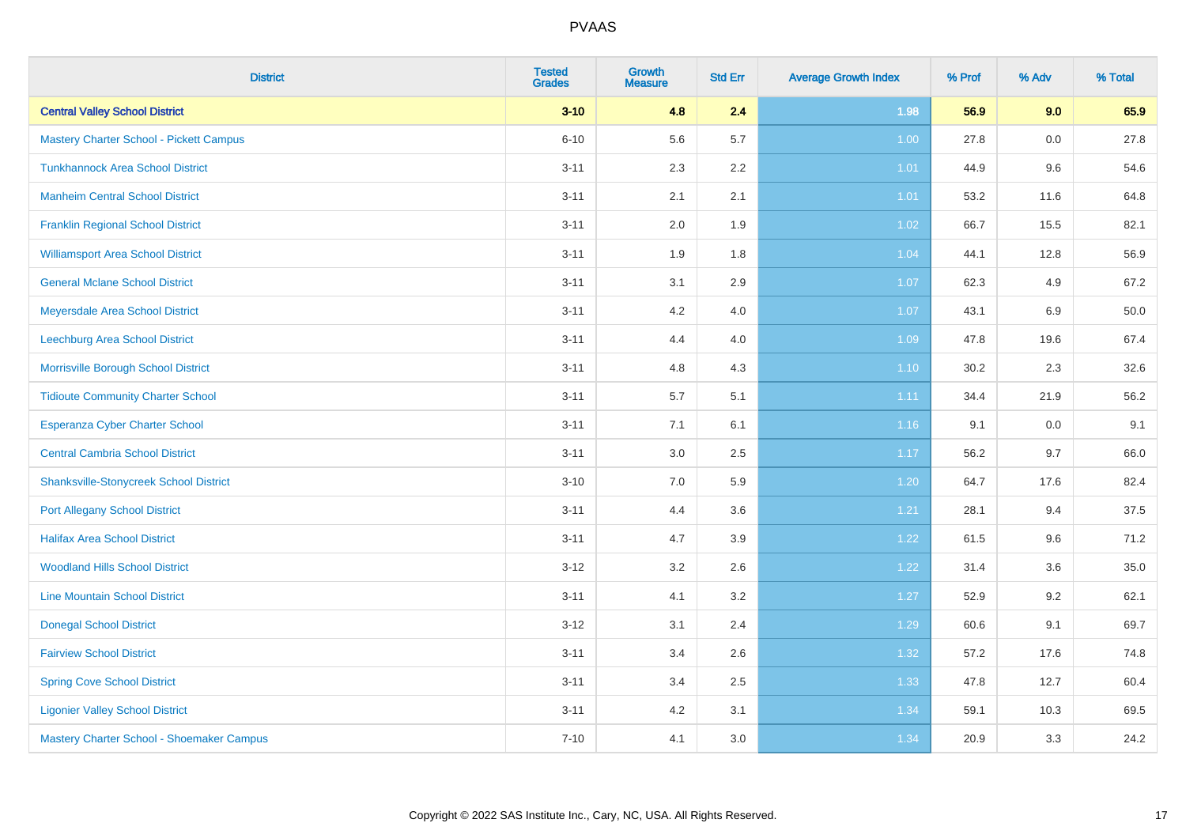| District | Tested Grades | Growth Measure | Std Err | Average Growth Index | % Prof | % Adv | % Total |
|---|---|---|---|---|---|---|---|
| **Central Valley School District** | **3-10** | **4.8** | **2.4** | **1.98** | **56.9** | **9.0** | **65.9** |
| Mastery Charter School - Pickett Campus | 6-10 | 5.6 | 5.7 | 1.00 | 27.8 | 0.0 | 27.8 |
| Tunkhannock Area School District | 3-11 | 2.3 | 2.2 | 1.01 | 44.9 | 9.6 | 54.6 |
| Manheim Central School District | 3-11 | 2.1 | 2.1 | 1.01 | 53.2 | 11.6 | 64.8 |
| Franklin Regional School District | 3-11 | 2.0 | 1.9 | 1.02 | 66.7 | 15.5 | 82.1 |
| Williamsport Area School District | 3-11 | 1.9 | 1.8 | 1.04 | 44.1 | 12.8 | 56.9 |
| General Mclane School District | 3-11 | 3.1 | 2.9 | 1.07 | 62.3 | 4.9 | 67.2 |
| Meyersdale Area School District | 3-11 | 4.2 | 4.0 | 1.07 | 43.1 | 6.9 | 50.0 |
| Leechburg Area School District | 3-11 | 4.4 | 4.0 | 1.09 | 47.8 | 19.6 | 67.4 |
| Morrisville Borough School District | 3-11 | 4.8 | 4.3 | 1.10 | 30.2 | 2.3 | 32.6 |
| Tidioute Community Charter School | 3-11 | 5.7 | 5.1 | 1.11 | 34.4 | 21.9 | 56.2 |
| Esperanza Cyber Charter School | 3-11 | 7.1 | 6.1 | 1.16 | 9.1 | 0.0 | 9.1 |
| Central Cambria School District | 3-11 | 3.0 | 2.5 | 1.17 | 56.2 | 9.7 | 66.0 |
| Shanksville-Stonycreek School District | 3-10 | 7.0 | 5.9 | 1.20 | 64.7 | 17.6 | 82.4 |
| Port Allegany School District | 3-11 | 4.4 | 3.6 | 1.21 | 28.1 | 9.4 | 37.5 |
| Halifax Area School District | 3-11 | 4.7 | 3.9 | 1.22 | 61.5 | 9.6 | 71.2 |
| Woodland Hills School District | 3-12 | 3.2 | 2.6 | 1.22 | 31.4 | 3.6 | 35.0 |
| Line Mountain School District | 3-11 | 4.1 | 3.2 | 1.27 | 52.9 | 9.2 | 62.1 |
| Donegal School District | 3-12 | 3.1 | 2.4 | 1.29 | 60.6 | 9.1 | 69.7 |
| Fairview School District | 3-11 | 3.4 | 2.6 | 1.32 | 57.2 | 17.6 | 74.8 |
| Spring Cove School District | 3-11 | 3.4 | 2.5 | 1.33 | 47.8 | 12.7 | 60.4 |
| Ligonier Valley School District | 3-11 | 4.2 | 3.1 | 1.34 | 59.1 | 10.3 | 69.5 |
| Mastery Charter School - Shoemaker Campus | 7-10 | 4.1 | 3.0 | 1.34 | 20.9 | 3.3 | 24.2 |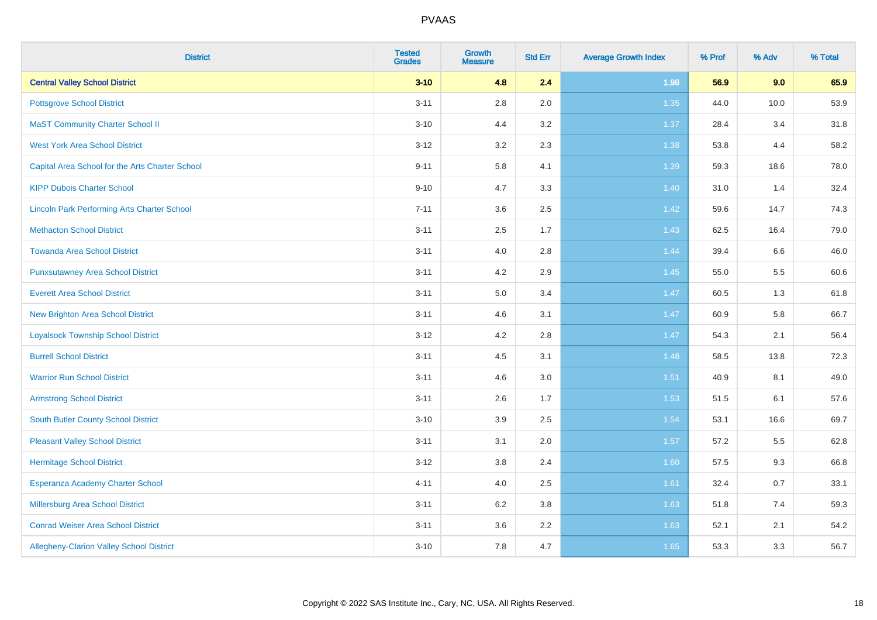# PVAAS

| District | Tested Grades | Growth Measure | Std Err | Average Growth Index | % Prof | % Adv | % Total |
|---|---|---|---|---|---|---|---|
| **Central Valley School District** | **3-10** | **4.8** | **2.4** | **1.98** | **56.9** | **9.0** | **65.9** |
| Pottsgrove School District | 3-11 | 2.8 | 2.0 | 1.35 | 44.0 | 10.0 | 53.9 |
| MaST Community Charter School II | 3-10 | 4.4 | 3.2 | 1.37 | 28.4 | 3.4 | 31.8 |
| West York Area School District | 3-12 | 3.2 | 2.3 | 1.38 | 53.8 | 4.4 | 58.2 |
| Capital Area School for the Arts Charter School | 9-11 | 5.8 | 4.1 | 1.39 | 59.3 | 18.6 | 78.0 |
| KIPP Dubois Charter School | 9-10 | 4.7 | 3.3 | 1.40 | 31.0 | 1.4 | 32.4 |
| Lincoln Park Performing Arts Charter School | 7-11 | 3.6 | 2.5 | 1.42 | 59.6 | 14.7 | 74.3 |
| Methacton School District | 3-11 | 2.5 | 1.7 | 1.43 | 62.5 | 16.4 | 79.0 |
| Towanda Area School District | 3-11 | 4.0 | 2.8 | 1.44 | 39.4 | 6.6 | 46.0 |
| Punxsutawney Area School District | 3-11 | 4.2 | 2.9 | 1.45 | 55.0 | 5.5 | 60.6 |
| Everett Area School District | 3-11 | 5.0 | 3.4 | 1.47 | 60.5 | 1.3 | 61.8 |
| New Brighton Area School District | 3-11 | 4.6 | 3.1 | 1.47 | 60.9 | 5.8 | 66.7 |
| Loyalsock Township School District | 3-12 | 4.2 | 2.8 | 1.47 | 54.3 | 2.1 | 56.4 |
| Burrell School District | 3-11 | 4.5 | 3.1 | 1.48 | 58.5 | 13.8 | 72.3 |
| Warrior Run School District | 3-11 | 4.6 | 3.0 | 1.51 | 40.9 | 8.1 | 49.0 |
| Armstrong School District | 3-11 | 2.6 | 1.7 | 1.53 | 51.5 | 6.1 | 57.6 |
| South Butler County School District | 3-10 | 3.9 | 2.5 | 1.54 | 53.1 | 16.6 | 69.7 |
| Pleasant Valley School District | 3-11 | 3.1 | 2.0 | 1.57 | 57.2 | 5.5 | 62.8 |
| Hermitage School District | 3-12 | 3.8 | 2.4 | 1.60 | 57.5 | 9.3 | 66.8 |
| Esperanza Academy Charter School | 4-11 | 4.0 | 2.5 | 1.61 | 32.4 | 0.7 | 33.1 |
| Millersburg Area School District | 3-11 | 6.2 | 3.8 | 1.63 | 51.8 | 7.4 | 59.3 |
| Conrad Weiser Area School District | 3-11 | 3.6 | 2.2 | 1.63 | 52.1 | 2.1 | 54.2 |
| Allegheny-Clarion Valley School District | 3-10 | 7.8 | 4.7 | 1.65 | 53.3 | 3.3 | 56.7 |

Copyright © 2022 SAS Institute Inc., Cary, NC, USA. All Rights Reserved.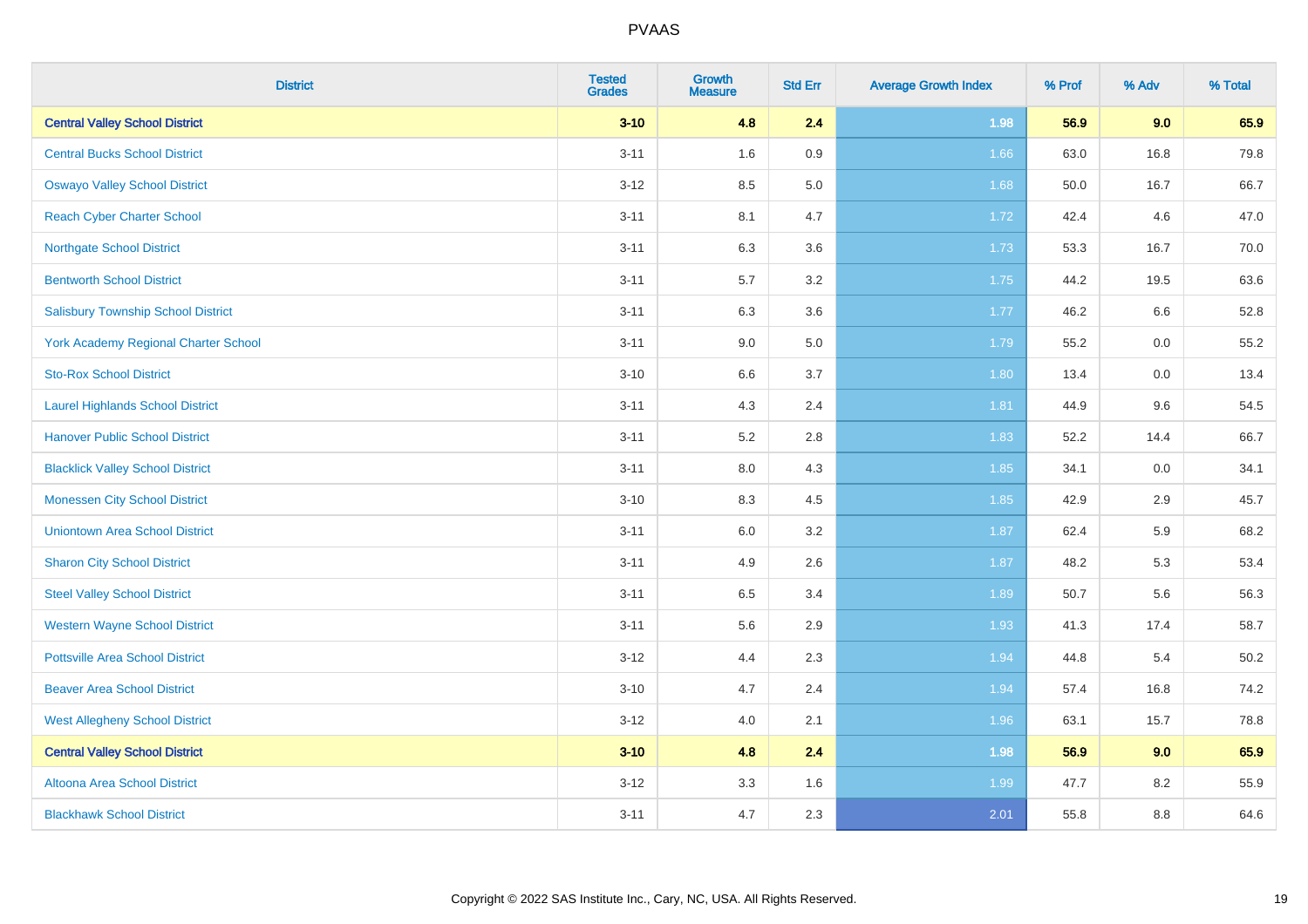| District | Tested Grades | Growth Measure | Std Err | Average Growth Index | % Prof | % Adv | % Total |
|---|---|---|---|---|---|---|---|
| **Central Valley School District** | **3-10** | **4.8** | **2.4** | **1.98** | **56.9** | **9.0** | **65.9** |
| Central Bucks School District | 3-11 | 1.6 | 0.9 | 1.66 | 63.0 | 16.8 | 79.8 |
| Oswayo Valley School District | 3-12 | 8.5 | 5.0 | 1.68 | 50.0 | 16.7 | 66.7 |
| Reach Cyber Charter School | 3-11 | 8.1 | 4.7 | 1.72 | 42.4 | 4.6 | 47.0 |
| Northgate School District | 3-11 | 6.3 | 3.6 | 1.73 | 53.3 | 16.7 | 70.0 |
| Bentworth School District | 3-11 | 5.7 | 3.2 | 1.75 | 44.2 | 19.5 | 63.6 |
| Salisbury Township School District | 3-11 | 6.3 | 3.6 | 1.77 | 46.2 | 6.6 | 52.8 |
| York Academy Regional Charter School | 3-11 | 9.0 | 5.0 | 1.79 | 55.2 | 0.0 | 55.2 |
| Sto-Rox School District | 3-10 | 6.6 | 3.7 | 1.80 | 13.4 | 0.0 | 13.4 |
| Laurel Highlands School District | 3-11 | 4.3 | 2.4 | 1.81 | 44.9 | 9.6 | 54.5 |
| Hanover Public School District | 3-11 | 5.2 | 2.8 | 1.83 | 52.2 | 14.4 | 66.7 |
| Blacklick Valley School District | 3-11 | 8.0 | 4.3 | 1.85 | 34.1 | 0.0 | 34.1 |
| Monessen City School District | 3-10 | 8.3 | 4.5 | 1.85 | 42.9 | 2.9 | 45.7 |
| Uniontown Area School District | 3-11 | 6.0 | 3.2 | 1.87 | 62.4 | 5.9 | 68.2 |
| Sharon City School District | 3-11 | 4.9 | 2.6 | 1.87 | 48.2 | 5.3 | 53.4 |
| Steel Valley School District | 3-11 | 6.5 | 3.4 | 1.89 | 50.7 | 5.6 | 56.3 |
| Western Wayne School District | 3-11 | 5.6 | 2.9 | 1.93 | 41.3 | 17.4 | 58.7 |
| Pottsville Area School District | 3-12 | 4.4 | 2.3 | 1.94 | 44.8 | 5.4 | 50.2 |
| Beaver Area School District | 3-10 | 4.7 | 2.4 | 1.94 | 57.4 | 16.8 | 74.2 |
| West Allegheny School District | 3-12 | 4.0 | 2.1 | 1.96 | 63.1 | 15.7 | 78.8 |
| **Central Valley School District** | **3-10** | **4.8** | **2.4** | **1.98** | **56.9** | **9.0** | **65.9** |
| Altoona Area School District | 3-12 | 3.3 | 1.6 | 1.99 | 47.7 | 8.2 | 55.9 |
| Blackhawk School District | 3-11 | 4.7 | 2.3 | 2.01 | 55.8 | 8.8 | 64.6 |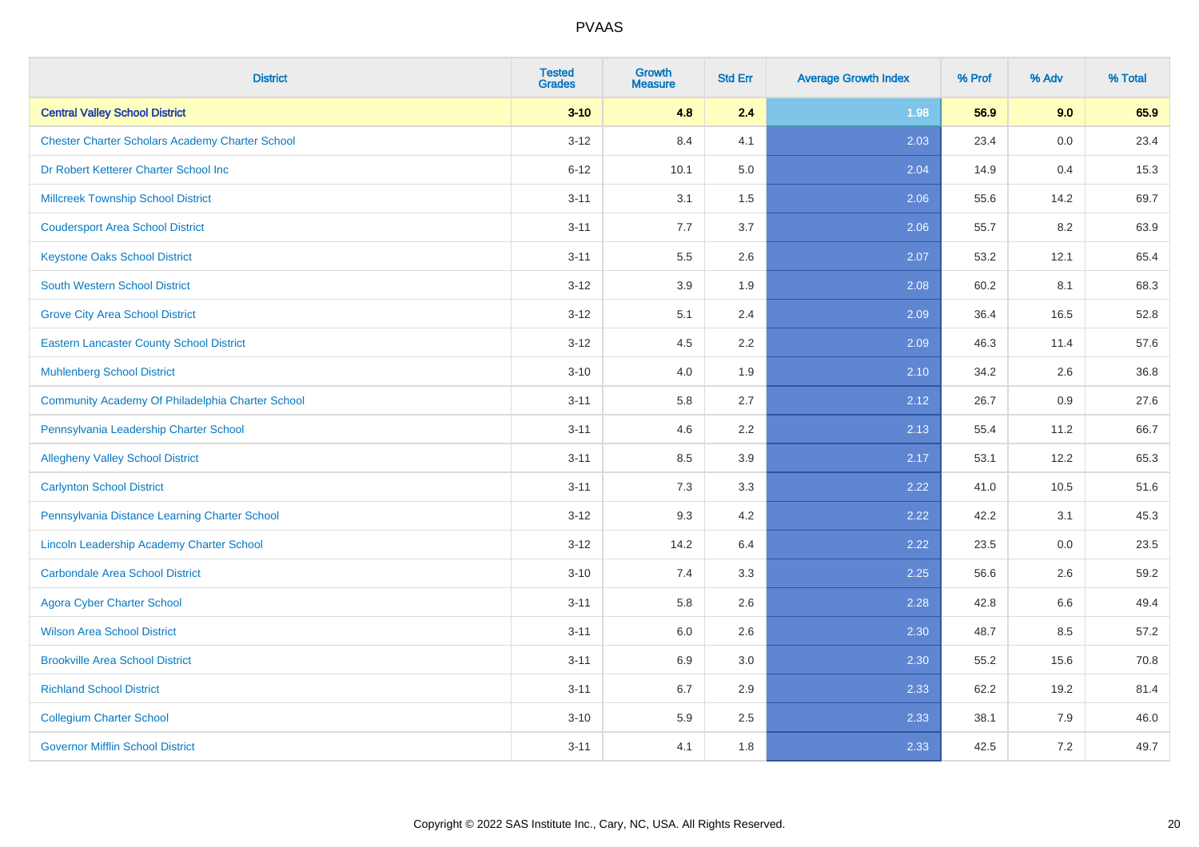| District | Tested Grades | Growth Measure | Std Err | Average Growth Index | % Prof | % Adv | % Total |
|---|---|---|---|---|---|---|---|
| **Central Valley School District** | **3-10** | **4.8** | **2.4** | **1.98** | **56.9** | **9.0** | **65.9** |
| Chester Charter Scholars Academy Charter School | 3-12 | 8.4 | 4.1 | 2.03 | 23.4 | 0.0 | 23.4 |
| Dr Robert Ketterer Charter School Inc | 6-12 | 10.1 | 5.0 | 2.04 | 14.9 | 0.4 | 15.3 |
| Millcreek Township School District | 3-11 | 3.1 | 1.5 | 2.06 | 55.6 | 14.2 | 69.7 |
| Coudersport Area School District | 3-11 | 7.7 | 3.7 | 2.06 | 55.7 | 8.2 | 63.9 |
| Keystone Oaks School District | 3-11 | 5.5 | 2.6 | 2.07 | 53.2 | 12.1 | 65.4 |
| South Western School District | 3-12 | 3.9 | 1.9 | 2.08 | 60.2 | 8.1 | 68.3 |
| Grove City Area School District | 3-12 | 5.1 | 2.4 | 2.09 | 36.4 | 16.5 | 52.8 |
| Eastern Lancaster County School District | 3-12 | 4.5 | 2.2 | 2.09 | 46.3 | 11.4 | 57.6 |
| Muhlenberg School District | 3-10 | 4.0 | 1.9 | 2.10 | 34.2 | 2.6 | 36.8 |
| Community Academy Of Philadelphia Charter School | 3-11 | 5.8 | 2.7 | 2.12 | 26.7 | 0.9 | 27.6 |
| Pennsylvania Leadership Charter School | 3-11 | 4.6 | 2.2 | 2.13 | 55.4 | 11.2 | 66.7 |
| Allegheny Valley School District | 3-11 | 8.5 | 3.9 | 2.17 | 53.1 | 12.2 | 65.3 |
| Carlynton School District | 3-11 | 7.3 | 3.3 | 2.22 | 41.0 | 10.5 | 51.6 |
| Pennsylvania Distance Learning Charter School | 3-12 | 9.3 | 4.2 | 2.22 | 42.2 | 3.1 | 45.3 |
| Lincoln Leadership Academy Charter School | 3-12 | 14.2 | 6.4 | 2.22 | 23.5 | 0.0 | 23.5 |
| Carbondale Area School District | 3-10 | 7.4 | 3.3 | 2.25 | 56.6 | 2.6 | 59.2 |
| Agora Cyber Charter School | 3-11 | 5.8 | 2.6 | 2.28 | 42.8 | 6.6 | 49.4 |
| Wilson Area School District | 3-11 | 6.0 | 2.6 | 2.30 | 48.7 | 8.5 | 57.2 |
| Brookville Area School District | 3-11 | 6.9 | 3.0 | 2.30 | 55.2 | 15.6 | 70.8 |
| Richland School District | 3-11 | 6.7 | 2.9 | 2.33 | 62.2 | 19.2 | 81.4 |
| Collegium Charter School | 3-10 | 5.9 | 2.5 | 2.33 | 38.1 | 7.9 | 46.0 |
| Governor Mifflin School District | 3-11 | 4.1 | 1.8 | 2.33 | 42.5 | 7.2 | 49.7 |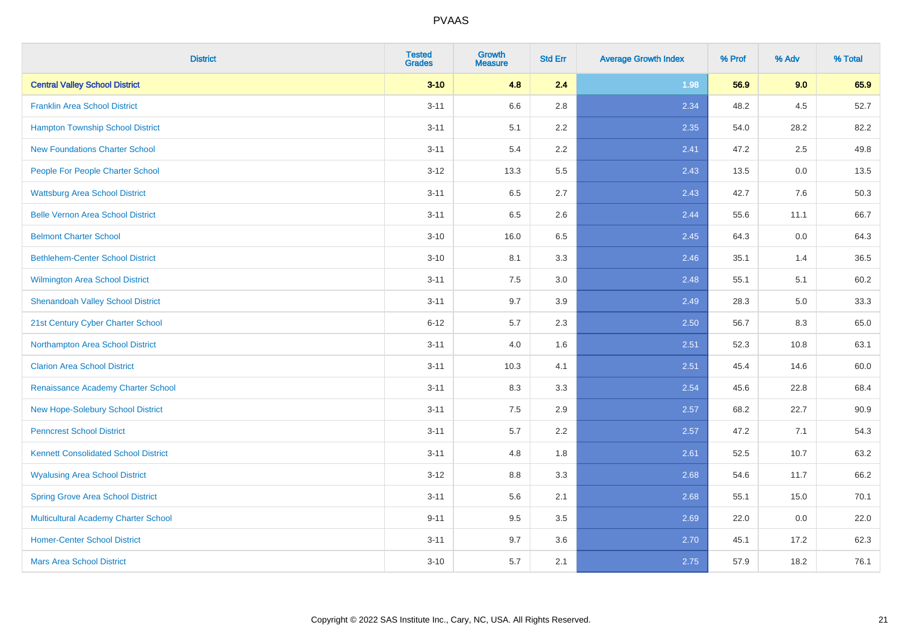| District | Tested Grades | Growth Measure | Std Err | Average Growth Index | % Prof | % Adv | % Total |
|---|---|---|---|---|---|---|---|
| **Central Valley School District** | **3-10** | **4.8** | **2.4** | **1.98** | **56.9** | **9.0** | **65.9** |
| Franklin Area School District | 3-11 | 6.6 | 2.8 | 2.34 | 48.2 | 4.5 | 52.7 |
| Hampton Township School District | 3-11 | 5.1 | 2.2 | 2.35 | 54.0 | 28.2 | 82.2 |
| New Foundations Charter School | 3-11 | 5.4 | 2.2 | 2.41 | 47.2 | 2.5 | 49.8 |
| People For People Charter School | 3-12 | 13.3 | 5.5 | 2.43 | 13.5 | 0.0 | 13.5 |
| Wattsburg Area School District | 3-11 | 6.5 | 2.7 | 2.43 | 42.7 | 7.6 | 50.3 |
| Belle Vernon Area School District | 3-11 | 6.5 | 2.6 | 2.44 | 55.6 | 11.1 | 66.7 |
| Belmont Charter School | 3-10 | 16.0 | 6.5 | 2.45 | 64.3 | 0.0 | 64.3 |
| Bethlehem-Center School District | 3-10 | 8.1 | 3.3 | 2.46 | 35.1 | 1.4 | 36.5 |
| Wilmington Area School District | 3-11 | 7.5 | 3.0 | 2.48 | 55.1 | 5.1 | 60.2 |
| Shenandoah Valley School District | 3-11 | 9.7 | 3.9 | 2.49 | 28.3 | 5.0 | 33.3 |
| 21st Century Cyber Charter School | 6-12 | 5.7 | 2.3 | 2.50 | 56.7 | 8.3 | 65.0 |
| Northampton Area School District | 3-11 | 4.0 | 1.6 | 2.51 | 52.3 | 10.8 | 63.1 |
| Clarion Area School District | 3-11 | 10.3 | 4.1 | 2.51 | 45.4 | 14.6 | 60.0 |
| Renaissance Academy Charter School | 3-11 | 8.3 | 3.3 | 2.54 | 45.6 | 22.8 | 68.4 |
| New Hope-Solebury School District | 3-11 | 7.5 | 2.9 | 2.57 | 68.2 | 22.7 | 90.9 |
| Penncrest School District | 3-11 | 5.7 | 2.2 | 2.57 | 47.2 | 7.1 | 54.3 |
| Kennett Consolidated School District | 3-11 | 4.8 | 1.8 | 2.61 | 52.5 | 10.7 | 63.2 |
| Wyalusing Area School District | 3-12 | 8.8 | 3.3 | 2.68 | 54.6 | 11.7 | 66.2 |
| Spring Grove Area School District | 3-11 | 5.6 | 2.1 | 2.68 | 55.1 | 15.0 | 70.1 |
| Multicultural Academy Charter School | 9-11 | 9.5 | 3.5 | 2.69 | 22.0 | 0.0 | 22.0 |
| Homer-Center School District | 3-11 | 9.7 | 3.6 | 2.70 | 45.1 | 17.2 | 62.3 |
| Mars Area School District | 3-10 | 5.7 | 2.1 | 2.75 | 57.9 | 18.2 | 76.1 |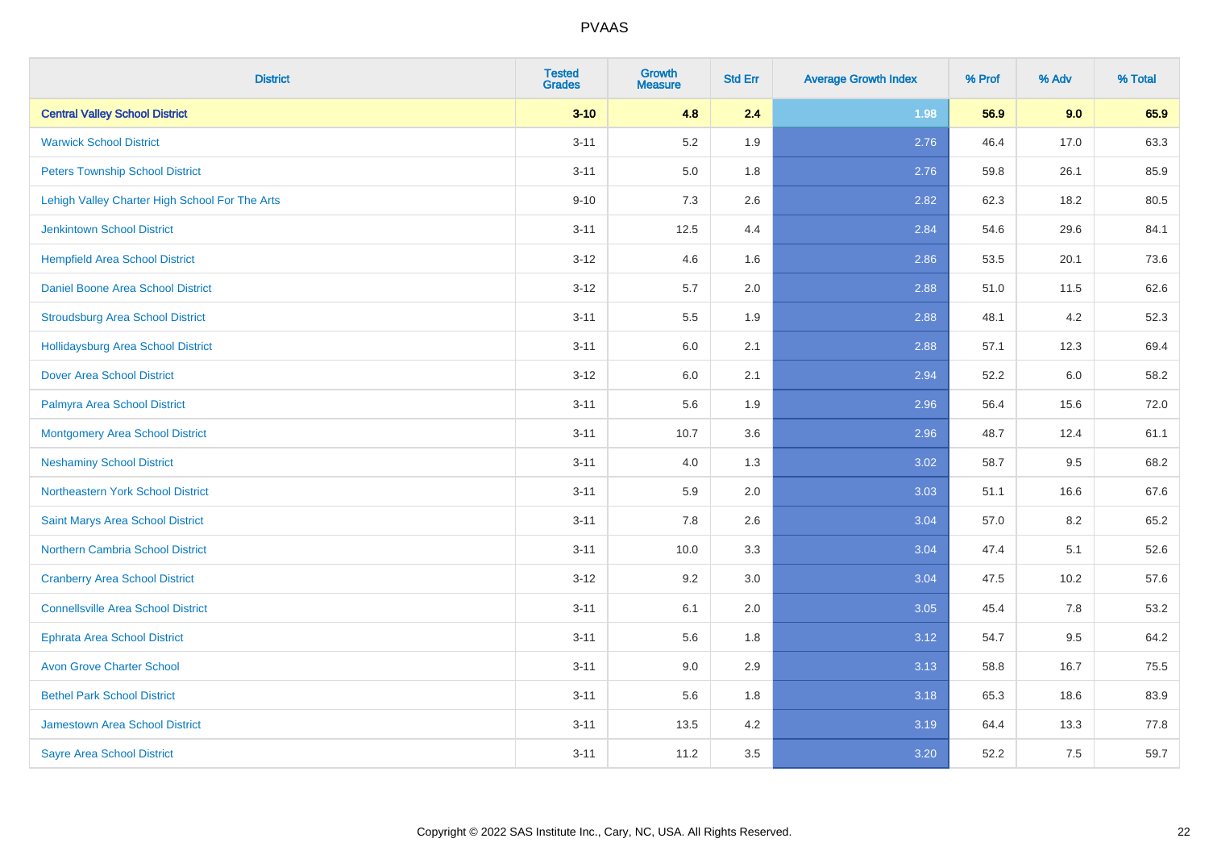| District | Tested Grades | Growth Measure | Std Err | Average Growth Index | % Prof | % Adv | % Total |
|---|---|---|---|---|---|---|---|
| **Central Valley School District** | **3-10** | **4.8** | **2.4** | **1.98** | **56.9** | **9.0** | **65.9** |
| Warwick School District | 3-11 | 5.2 | 1.9 | 2.76 | 46.4 | 17.0 | 63.3 |
| Peters Township School District | 3-11 | 5.0 | 1.8 | 2.76 | 59.8 | 26.1 | 85.9 |
| Lehigh Valley Charter High School For The Arts | 9-10 | 7.3 | 2.6 | 2.82 | 62.3 | 18.2 | 80.5 |
| Jenkintown School District | 3-11 | 12.5 | 4.4 | 2.84 | 54.6 | 29.6 | 84.1 |
| Hempfield Area School District | 3-12 | 4.6 | 1.6 | 2.86 | 53.5 | 20.1 | 73.6 |
| Daniel Boone Area School District | 3-12 | 5.7 | 2.0 | 2.88 | 51.0 | 11.5 | 62.6 |
| Stroudsburg Area School District | 3-11 | 5.5 | 1.9 | 2.88 | 48.1 | 4.2 | 52.3 |
| Hollidaysburg Area School District | 3-11 | 6.0 | 2.1 | 2.88 | 57.1 | 12.3 | 69.4 |
| Dover Area School District | 3-12 | 6.0 | 2.1 | 2.94 | 52.2 | 6.0 | 58.2 |
| Palmyra Area School District | 3-11 | 5.6 | 1.9 | 2.96 | 56.4 | 15.6 | 72.0 |
| Montgomery Area School District | 3-11 | 10.7 | 3.6 | 2.96 | 48.7 | 12.4 | 61.1 |
| Neshaminy School District | 3-11 | 4.0 | 1.3 | 3.02 | 58.7 | 9.5 | 68.2 |
| Northeastern York School District | 3-11 | 5.9 | 2.0 | 3.03 | 51.1 | 16.6 | 67.6 |
| Saint Marys Area School District | 3-11 | 7.8 | 2.6 | 3.04 | 57.0 | 8.2 | 65.2 |
| Northern Cambria School District | 3-11 | 10.0 | 3.3 | 3.04 | 47.4 | 5.1 | 52.6 |
| Cranberry Area School District | 3-12 | 9.2 | 3.0 | 3.04 | 47.5 | 10.2 | 57.6 |
| Connellsville Area School District | 3-11 | 6.1 | 2.0 | 3.05 | 45.4 | 7.8 | 53.2 |
| Ephrata Area School District | 3-11 | 5.6 | 1.8 | 3.12 | 54.7 | 9.5 | 64.2 |
| Avon Grove Charter School | 3-11 | 9.0 | 2.9 | 3.13 | 58.8 | 16.7 | 75.5 |
| Bethel Park School District | 3-11 | 5.6 | 1.8 | 3.18 | 65.3 | 18.6 | 83.9 |
| Jamestown Area School District | 3-11 | 13.5 | 4.2 | 3.19 | 64.4 | 13.3 | 77.8 |
| Sayre Area School District | 3-11 | 11.2 | 3.5 | 3.20 | 52.2 | 7.5 | 59.7 |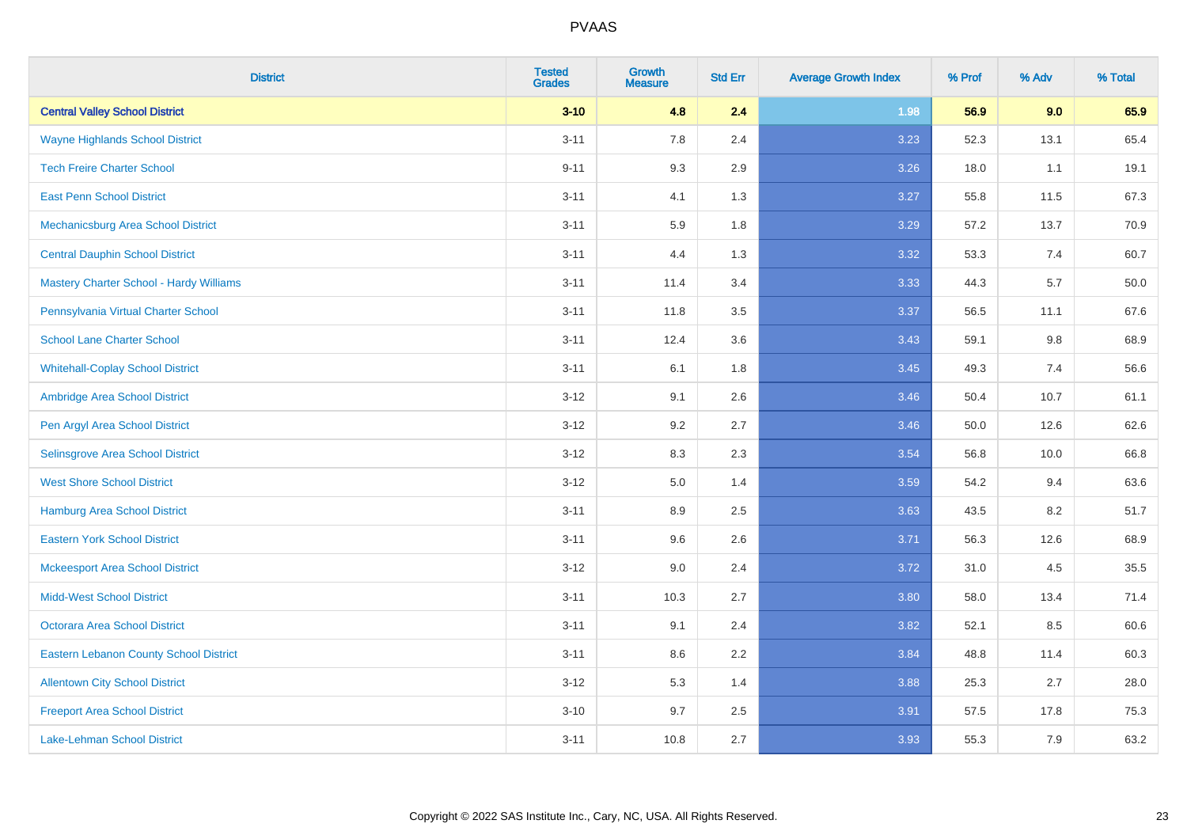| District | Tested Grades | Growth Measure | Std Err | Average Growth Index | % Prof | % Adv | % Total |
|---|---|---|---|---|---|---|---|
| **Central Valley School District** | **3-10** | **4.8** | **2.4** | **1.98** | **56.9** | **9.0** | **65.9** |
| Wayne Highlands School District | 3-11 | 7.8 | 2.4 | 3.23 | 52.3 | 13.1 | 65.4 |
| Tech Freire Charter School | 9-11 | 9.3 | 2.9 | 3.26 | 18.0 | 1.1 | 19.1 |
| East Penn School District | 3-11 | 4.1 | 1.3 | 3.27 | 55.8 | 11.5 | 67.3 |
| Mechanicsburg Area School District | 3-11 | 5.9 | 1.8 | 3.29 | 57.2 | 13.7 | 70.9 |
| Central Dauphin School District | 3-11 | 4.4 | 1.3 | 3.32 | 53.3 | 7.4 | 60.7 |
| Mastery Charter School - Hardy Williams | 3-11 | 11.4 | 3.4 | 3.33 | 44.3 | 5.7 | 50.0 |
| Pennsylvania Virtual Charter School | 3-11 | 11.8 | 3.5 | 3.37 | 56.5 | 11.1 | 67.6 |
| School Lane Charter School | 3-11 | 12.4 | 3.6 | 3.43 | 59.1 | 9.8 | 68.9 |
| Whitehall-Coplay School District | 3-11 | 6.1 | 1.8 | 3.45 | 49.3 | 7.4 | 56.6 |
| Ambridge Area School District | 3-12 | 9.1 | 2.6 | 3.46 | 50.4 | 10.7 | 61.1 |
| Pen Argyl Area School District | 3-12 | 9.2 | 2.7 | 3.46 | 50.0 | 12.6 | 62.6 |
| Selinsgrove Area School District | 3-12 | 8.3 | 2.3 | 3.54 | 56.8 | 10.0 | 66.8 |
| West Shore School District | 3-12 | 5.0 | 1.4 | 3.59 | 54.2 | 9.4 | 63.6 |
| Hamburg Area School District | 3-11 | 8.9 | 2.5 | 3.63 | 43.5 | 8.2 | 51.7 |
| Eastern York School District | 3-11 | 9.6 | 2.6 | 3.71 | 56.3 | 12.6 | 68.9 |
| Mckeesport Area School District | 3-12 | 9.0 | 2.4 | 3.72 | 31.0 | 4.5 | 35.5 |
| Midd-West School District | 3-11 | 10.3 | 2.7 | 3.80 | 58.0 | 13.4 | 71.4 |
| Octorara Area School District | 3-11 | 9.1 | 2.4 | 3.82 | 52.1 | 8.5 | 60.6 |
| Eastern Lebanon County School District | 3-11 | 8.6 | 2.2 | 3.84 | 48.8 | 11.4 | 60.3 |
| Allentown City School District | 3-12 | 5.3 | 1.4 | 3.88 | 25.3 | 2.7 | 28.0 |
| Freeport Area School District | 3-10 | 9.7 | 2.5 | 3.91 | 57.5 | 17.8 | 75.3 |
| Lake-Lehman School District | 3-11 | 10.8 | 2.7 | 3.93 | 55.3 | 7.9 | 63.2 |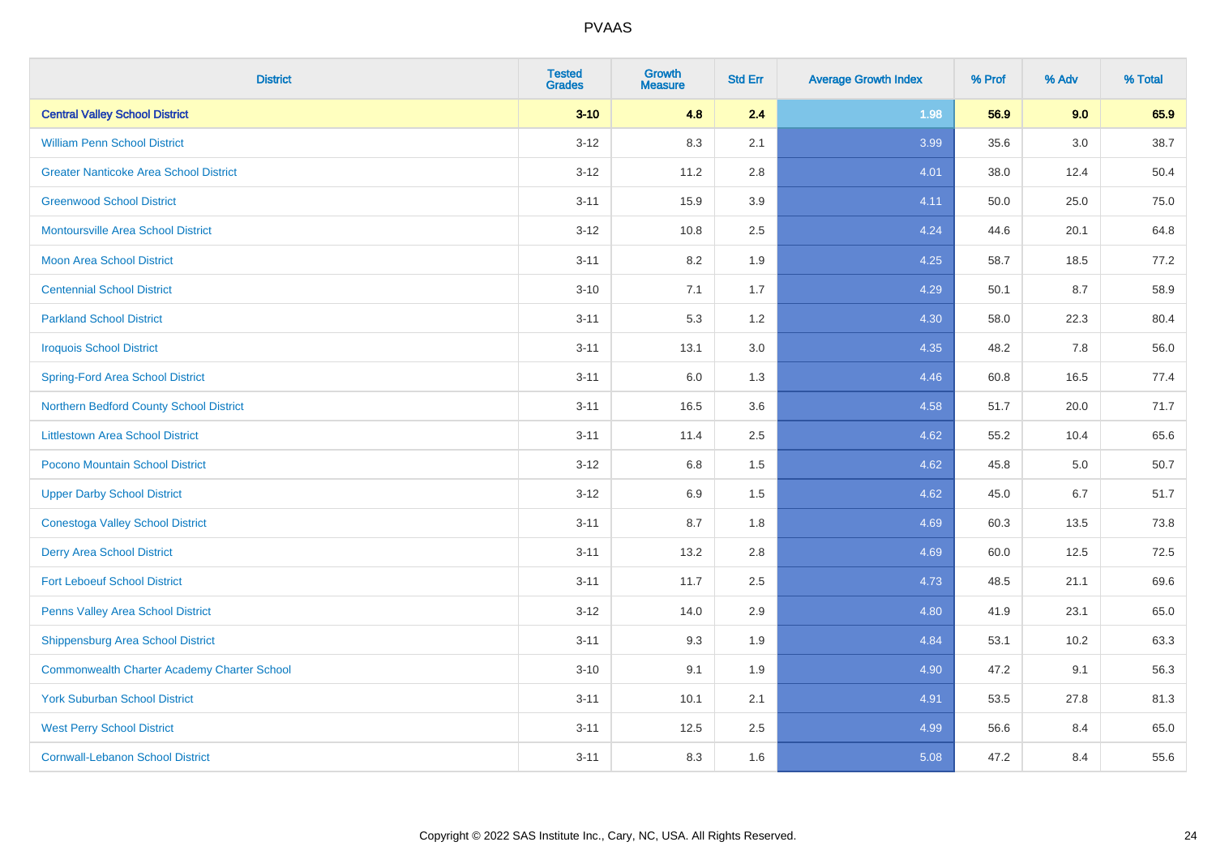| District | Tested Grades | Growth Measure | Std Err | Average Growth Index | % Prof | % Adv | % Total |
|---|---|---|---|---|---|---|---|
| **Central Valley School District** | **3-10** | **4.8** | **2.4** | **1.98** | **56.9** | **9.0** | **65.9** |
| William Penn School District | 3-12 | 8.3 | 2.1 | 3.99 | 35.6 | 3.0 | 38.7 |
| Greater Nanticoke Area School District | 3-12 | 11.2 | 2.8 | 4.01 | 38.0 | 12.4 | 50.4 |
| Greenwood School District | 3-11 | 15.9 | 3.9 | 4.11 | 50.0 | 25.0 | 75.0 |
| Montoursville Area School District | 3-12 | 10.8 | 2.5 | 4.24 | 44.6 | 20.1 | 64.8 |
| Moon Area School District | 3-11 | 8.2 | 1.9 | 4.25 | 58.7 | 18.5 | 77.2 |
| Centennial School District | 3-10 | 7.1 | 1.7 | 4.29 | 50.1 | 8.7 | 58.9 |
| Parkland School District | 3-11 | 5.3 | 1.2 | 4.30 | 58.0 | 22.3 | 80.4 |
| Iroquois School District | 3-11 | 13.1 | 3.0 | 4.35 | 48.2 | 7.8 | 56.0 |
| Spring-Ford Area School District | 3-11 | 6.0 | 1.3 | 4.46 | 60.8 | 16.5 | 77.4 |
| Northern Bedford County School District | 3-11 | 16.5 | 3.6 | 4.58 | 51.7 | 20.0 | 71.7 |
| Littlestown Area School District | 3-11 | 11.4 | 2.5 | 4.62 | 55.2 | 10.4 | 65.6 |
| Pocono Mountain School District | 3-12 | 6.8 | 1.5 | 4.62 | 45.8 | 5.0 | 50.7 |
| Upper Darby School District | 3-12 | 6.9 | 1.5 | 4.62 | 45.0 | 6.7 | 51.7 |
| Conestoga Valley School District | 3-11 | 8.7 | 1.8 | 4.69 | 60.3 | 13.5 | 73.8 |
| Derry Area School District | 3-11 | 13.2 | 2.8 | 4.69 | 60.0 | 12.5 | 72.5 |
| Fort Leboeuf School District | 3-11 | 11.7 | 2.5 | 4.73 | 48.5 | 21.1 | 69.6 |
| Penns Valley Area School District | 3-12 | 14.0 | 2.9 | 4.80 | 41.9 | 23.1 | 65.0 |
| Shippensburg Area School District | 3-11 | 9.3 | 1.9 | 4.84 | 53.1 | 10.2 | 63.3 |
| Commonwealth Charter Academy Charter School | 3-10 | 9.1 | 1.9 | 4.90 | 47.2 | 9.1 | 56.3 |
| York Suburban School District | 3-11 | 10.1 | 2.1 | 4.91 | 53.5 | 27.8 | 81.3 |
| West Perry School District | 3-11 | 12.5 | 2.5 | 4.99 | 56.6 | 8.4 | 65.0 |
| Cornwall-Lebanon School District | 3-11 | 8.3 | 1.6 | 5.08 | 47.2 | 8.4 | 55.6 |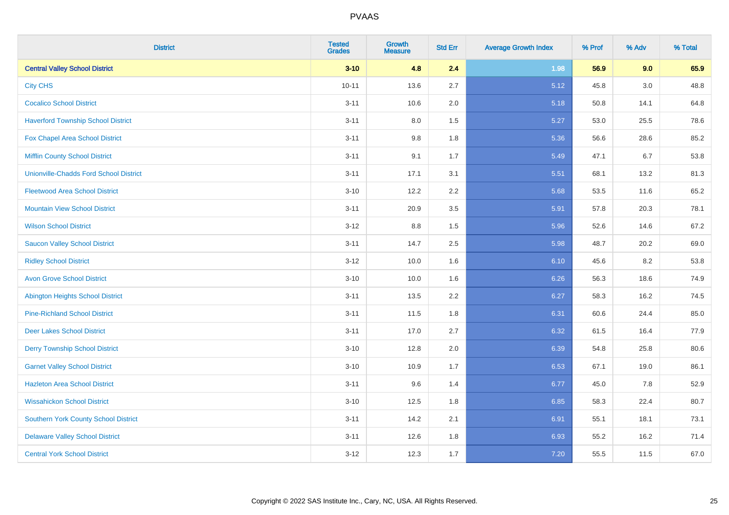| District | Tested Grades | Growth Measure | Std Err | Average Growth Index | % Prof | % Adv | % Total |
|---|---|---|---|---|---|---|---|
| **Central Valley School District** | **3-10** | **4.8** | **2.4** | **1.98** | **56.9** | **9.0** | **65.9** |
| City CHS | 10-11 | 13.6 | 2.7 | 5.12 | 45.8 | 3.0 | 48.8 |
| Cocalico School District | 3-11 | 10.6 | 2.0 | 5.18 | 50.8 | 14.1 | 64.8 |
| Haverford Township School District | 3-11 | 8.0 | 1.5 | 5.27 | 53.0 | 25.5 | 78.6 |
| Fox Chapel Area School District | 3-11 | 9.8 | 1.8 | 5.36 | 56.6 | 28.6 | 85.2 |
| Mifflin County School District | 3-11 | 9.1 | 1.7 | 5.49 | 47.1 | 6.7 | 53.8 |
| Unionville-Chadds Ford School District | 3-11 | 17.1 | 3.1 | 5.51 | 68.1 | 13.2 | 81.3 |
| Fleetwood Area School District | 3-10 | 12.2 | 2.2 | 5.68 | 53.5 | 11.6 | 65.2 |
| Mountain View School District | 3-11 | 20.9 | 3.5 | 5.91 | 57.8 | 20.3 | 78.1 |
| Wilson School District | 3-12 | 8.8 | 1.5 | 5.96 | 52.6 | 14.6 | 67.2 |
| Saucon Valley School District | 3-11 | 14.7 | 2.5 | 5.98 | 48.7 | 20.2 | 69.0 |
| Ridley School District | 3-12 | 10.0 | 1.6 | 6.10 | 45.6 | 8.2 | 53.8 |
| Avon Grove School District | 3-10 | 10.0 | 1.6 | 6.26 | 56.3 | 18.6 | 74.9 |
| Abington Heights School District | 3-11 | 13.5 | 2.2 | 6.27 | 58.3 | 16.2 | 74.5 |
| Pine-Richland School District | 3-11 | 11.5 | 1.8 | 6.31 | 60.6 | 24.4 | 85.0 |
| Deer Lakes School District | 3-11 | 17.0 | 2.7 | 6.32 | 61.5 | 16.4 | 77.9 |
| Derry Township School District | 3-10 | 12.8 | 2.0 | 6.39 | 54.8 | 25.8 | 80.6 |
| Garnet Valley School District | 3-10 | 10.9 | 1.7 | 6.53 | 67.1 | 19.0 | 86.1 |
| Hazleton Area School District | 3-11 | 9.6 | 1.4 | 6.77 | 45.0 | 7.8 | 52.9 |
| Wissahickon School District | 3-10 | 12.5 | 1.8 | 6.85 | 58.3 | 22.4 | 80.7 |
| Southern York County School District | 3-11 | 14.2 | 2.1 | 6.91 | 55.1 | 18.1 | 73.1 |
| Delaware Valley School District | 3-11 | 12.6 | 1.8 | 6.93 | 55.2 | 16.2 | 71.4 |
| Central York School District | 3-12 | 12.3 | 1.7 | 7.20 | 55.5 | 11.5 | 67.0 |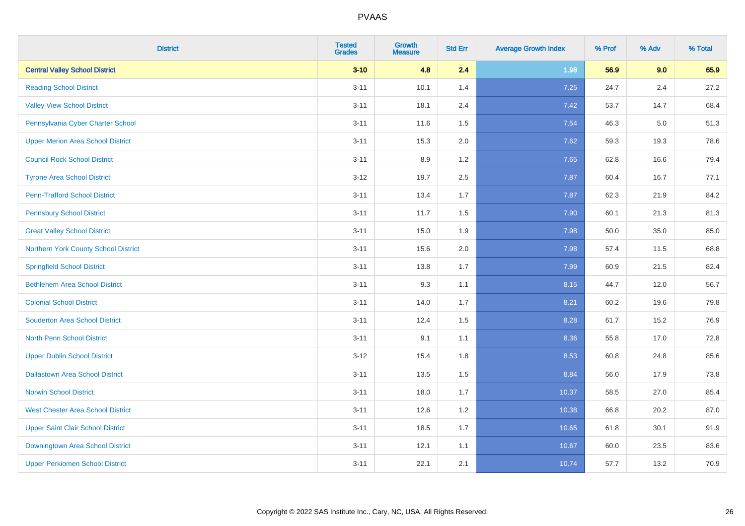| District | Tested Grades | Growth Measure | Std Err | Average Growth Index | % Prof | % Adv | % Total |
|---|---|---|---|---|---|---|---|
| **Central Valley School District** | **3-10** | **4.8** | **2.4** | **1.98** | **56.9** | **9.0** | **65.9** |
| Reading School District | 3-11 | 10.1 | 1.4 | 7.25 | 24.7 | 2.4 | 27.2 |
| Valley View School District | 3-11 | 18.1 | 2.4 | 7.42 | 53.7 | 14.7 | 68.4 |
| Pennsylvania Cyber Charter School | 3-11 | 11.6 | 1.5 | 7.54 | 46.3 | 5.0 | 51.3 |
| Upper Merion Area School District | 3-11 | 15.3 | 2.0 | 7.62 | 59.3 | 19.3 | 78.6 |
| Council Rock School District | 3-11 | 8.9 | 1.2 | 7.65 | 62.8 | 16.6 | 79.4 |
| Tyrone Area School District | 3-12 | 19.7 | 2.5 | 7.87 | 60.4 | 16.7 | 77.1 |
| Penn-Trafford School District | 3-11 | 13.4 | 1.7 | 7.87 | 62.3 | 21.9 | 84.2 |
| Pennsbury School District | 3-11 | 11.7 | 1.5 | 7.90 | 60.1 | 21.3 | 81.3 |
| Great Valley School District | 3-11 | 15.0 | 1.9 | 7.98 | 50.0 | 35.0 | 85.0 |
| Northern York County School District | 3-11 | 15.6 | 2.0 | 7.98 | 57.4 | 11.5 | 68.8 |
| Springfield School District | 3-11 | 13.8 | 1.7 | 7.99 | 60.9 | 21.5 | 82.4 |
| Bethlehem Area School District | 3-11 | 9.3 | 1.1 | 8.15 | 44.7 | 12.0 | 56.7 |
| Colonial School District | 3-11 | 14.0 | 1.7 | 8.21 | 60.2 | 19.6 | 79.8 |
| Souderton Area School District | 3-11 | 12.4 | 1.5 | 8.28 | 61.7 | 15.2 | 76.9 |
| North Penn School District | 3-11 | 9.1 | 1.1 | 8.36 | 55.8 | 17.0 | 72.8 |
| Upper Dublin School District | 3-12 | 15.4 | 1.8 | 8.53 | 60.8 | 24.8 | 85.6 |
| Dallastown Area School District | 3-11 | 13.5 | 1.5 | 8.84 | 56.0 | 17.9 | 73.8 |
| Norwin School District | 3-11 | 18.0 | 1.7 | 10.37 | 58.5 | 27.0 | 85.4 |
| West Chester Area School District | 3-11 | 12.6 | 1.2 | 10.38 | 66.8 | 20.2 | 87.0 |
| Upper Saint Clair School District | 3-11 | 18.5 | 1.7 | 10.65 | 61.8 | 30.1 | 91.9 |
| Downingtown Area School District | 3-11 | 12.1 | 1.1 | 10.67 | 60.0 | 23.5 | 83.6 |
| Upper Perkiomen School District | 3-11 | 22.1 | 2.1 | 10.74 | 57.7 | 13.2 | 70.9 |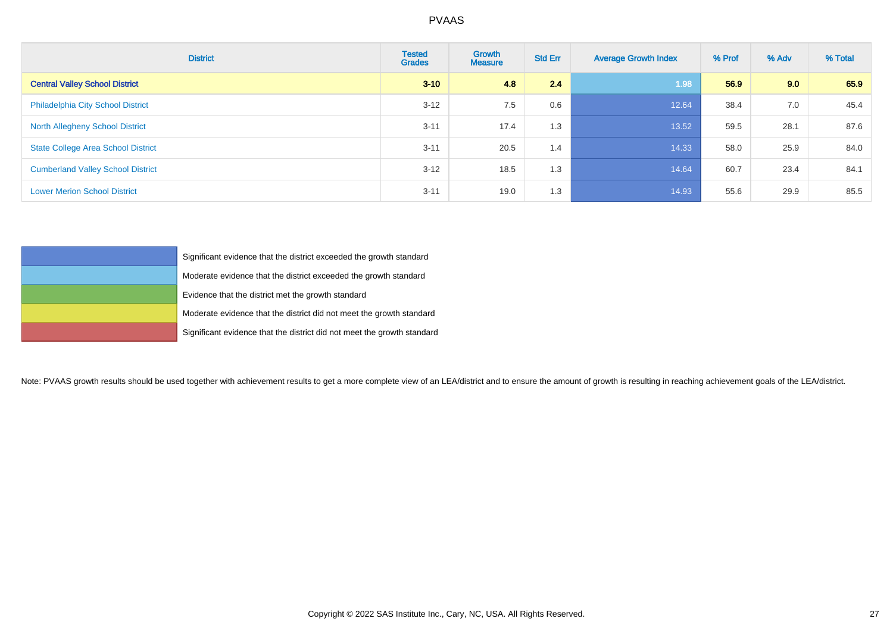PVAAS

| District | Tested Grades | Growth Measure | Std Err | Average Growth Index | % Prof | % Adv | % Total |
|---|---|---|---|---|---|---|---|
| **Central Valley School District** | **3-10** | **4.8** | **2.4** | **1.98** | **56.9** | **9.0** | **65.9** |
| Philadelphia City School District | 3-12 | 7.5 | 0.6 | 12.64 | 38.4 | 7.0 | 45.4 |
| North Allegheny School District | 3-11 | 17.4 | 1.3 | 13.52 | 59.5 | 28.1 | 87.6 |
| State College Area School District | 3-11 | 20.5 | 1.4 | 14.33 | 58.0 | 25.9 | 84.0 |
| Cumberland Valley School District | 3-12 | 18.5 | 1.3 | 14.64 | 60.7 | 23.4 | 84.1 |
| Lower Merion School District | 3-11 | 19.0 | 1.3 | 14.93 | 55.6 | 29.9 | 85.5 |

- Significant evidence that the district exceeded the growth standard
- Moderate evidence that the district exceeded the growth standard
- Evidence that the district met the growth standard
- Moderate evidence that the district did not meet the growth standard
- Significant evidence that the district did not meet the growth standard

Note: PVAAS growth results should be used together with achievement results to get a more complete view of an LEA/district and to ensure the amount of growth is resulting in reaching achievement goals of the LEA/district.

Copyright © 2022 SAS Institute Inc., Cary, NC, USA. All Rights Reserved.